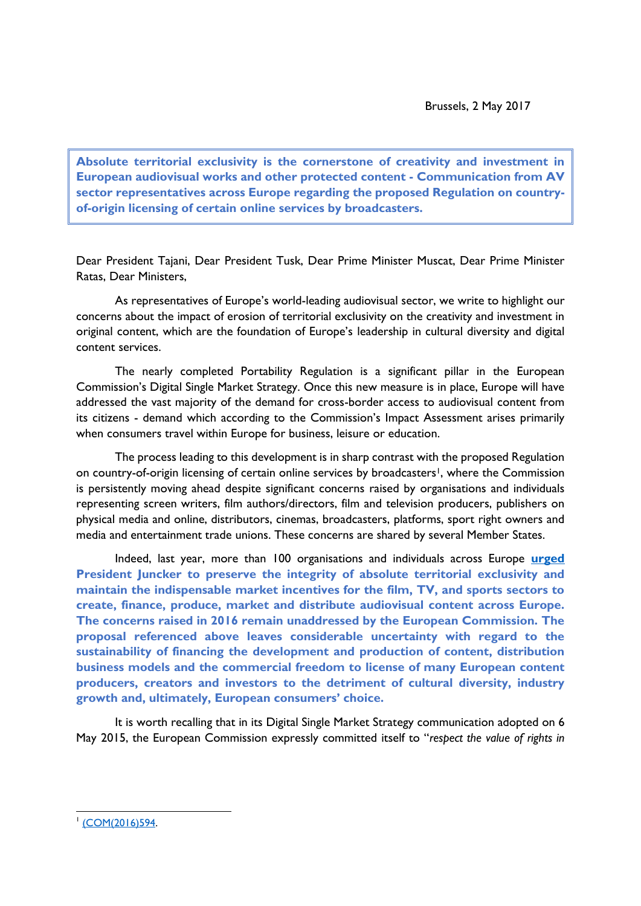Brussels, 2 May 2017

**Absolute territorial exclusivity is the cornerstone of creativity and investment in European audiovisual works and other protected content - Communication from AV sector representatives across Europe regarding the proposed Regulation on country-of-origin licensing of certain online services by broadcasters.**

Dear President Tajani, Dear President Tusk, Dear Prime Minister Muscat, Dear Prime Minister Ratas, Dear Ministers,

As representatives of Europe's world-leading audiovisual sector, we write to highlight our concerns about the impact of erosion of territorial exclusivity on the creativity and investment in original content, which are the foundation of Europe's leadership in cultural diversity and digital content services.

The nearly completed Portability Regulation is a significant pillar in the European Commission's Digital Single Market Strategy. Once this new measure is in place, Europe will have addressed the vast majority of the demand for cross-border access to audiovisual content from its citizens - demand which according to the Commission's Impact Assessment arises primarily when consumers travel within Europe for business, leisure or education.

The process leading to this development is in sharp contrast with the proposed Regulation on country-of-origin licensing of certain online services by broadcasters[1], where the Commission is persistently moving ahead despite significant concerns raised by organisations and individuals representing screen writers, film authors/directors, film and television producers, publishers on physical media and online, distributors, cinemas, broadcasters, platforms, sport right owners and media and entertainment trade unions. These concerns are shared by several Member States.

Indeed, last year, more than 100 organisations and individuals across Europe **urged President Juncker to preserve the integrity of absolute territorial exclusivity and maintain the indispensable market incentives for the film, TV, and sports sectors to create, finance, produce, market and distribute audiovisual content across Europe. The concerns raised in 2016 remain unaddressed by the European Commission. The proposal referenced above leaves considerable uncertainty with regard to the sustainability of financing the development and production of content, distribution business models and the commercial freedom to license of many European content producers, creators and investors to the detriment of cultural diversity, industry growth and, ultimately, European consumers' choice.**

It is worth recalling that in its Digital Single Market Strategy communication adopted on 6 May 2015, the European Commission expressly committed itself to "*respect the value of rights in*

[1] (COM(2016)594.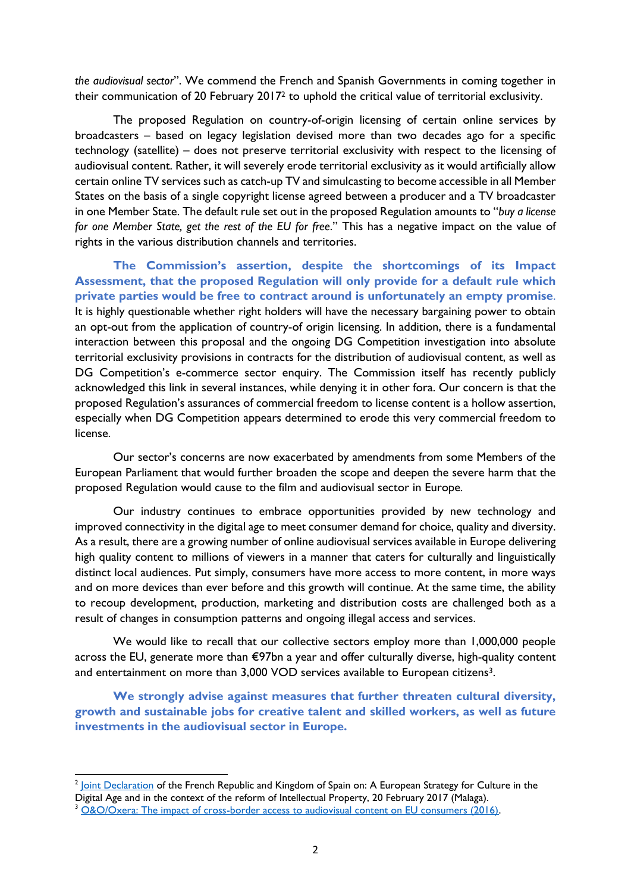*the audiovisual sector*". We commend the French and Spanish Governments in coming together in their communication of 20 February 2017[2] to uphold the critical value of territorial exclusivity.

The proposed Regulation on country-of-origin licensing of certain online services by broadcasters – based on legacy legislation devised more than two decades ago for a specific technology (satellite) – does not preserve territorial exclusivity with respect to the licensing of audiovisual content. Rather, it will severely erode territorial exclusivity as it would artificially allow certain online TV services such as catch-up TV and simulcasting to become accessible in all Member States on the basis of a single copyright license agreed between a producer and a TV broadcaster in one Member State. The default rule set out in the proposed Regulation amounts to "*buy a license for one Member State, get the rest of the EU for free*." This has a negative impact on the value of rights in the various distribution channels and territories.

**The Commission's assertion, despite the shortcomings of its Impact Assessment, that the proposed Regulation will only provide for a default rule which private parties would be free to contract around is unfortunately an empty promise**. It is highly questionable whether right holders will have the necessary bargaining power to obtain an opt-out from the application of country-of origin licensing. In addition, there is a fundamental interaction between this proposal and the ongoing DG Competition investigation into absolute territorial exclusivity provisions in contracts for the distribution of audiovisual content, as well as DG Competition's e-commerce sector enquiry. The Commission itself has recently publicly acknowledged this link in several instances, while denying it in other fora. Our concern is that the proposed Regulation's assurances of commercial freedom to license content is a hollow assertion, especially when DG Competition appears determined to erode this very commercial freedom to license.

Our sector's concerns are now exacerbated by amendments from some Members of the European Parliament that would further broaden the scope and deepen the severe harm that the proposed Regulation would cause to the film and audiovisual sector in Europe.

Our industry continues to embrace opportunities provided by new technology and improved connectivity in the digital age to meet consumer demand for choice, quality and diversity. As a result, there are a growing number of online audiovisual services available in Europe delivering high quality content to millions of viewers in a manner that caters for culturally and linguistically distinct local audiences. Put simply, consumers have more access to more content, in more ways and on more devices than ever before and this growth will continue. At the same time, the ability to recoup development, production, marketing and distribution costs are challenged both as a result of changes in consumption patterns and ongoing illegal access and services.

We would like to recall that our collective sectors employ more than 1,000,000 people across the EU, generate more than €97bn a year and offer culturally diverse, high-quality content and entertainment on more than 3,000 VOD services available to European citizens[3].

**We strongly advise against measures that further threaten cultural diversity, growth and sustainable jobs for creative talent and skilled workers, as well as future investments in the audiovisual sector in Europe.**

---

[2] Joint Declaration of the French Republic and Kingdom of Spain on: A European Strategy for Culture in the Digital Age and in the context of the reform of Intellectual Property, 20 February 2017 (Malaga).

[3] O&O/Oxera: The impact of cross-border access to audiovisual content on EU consumers (2016).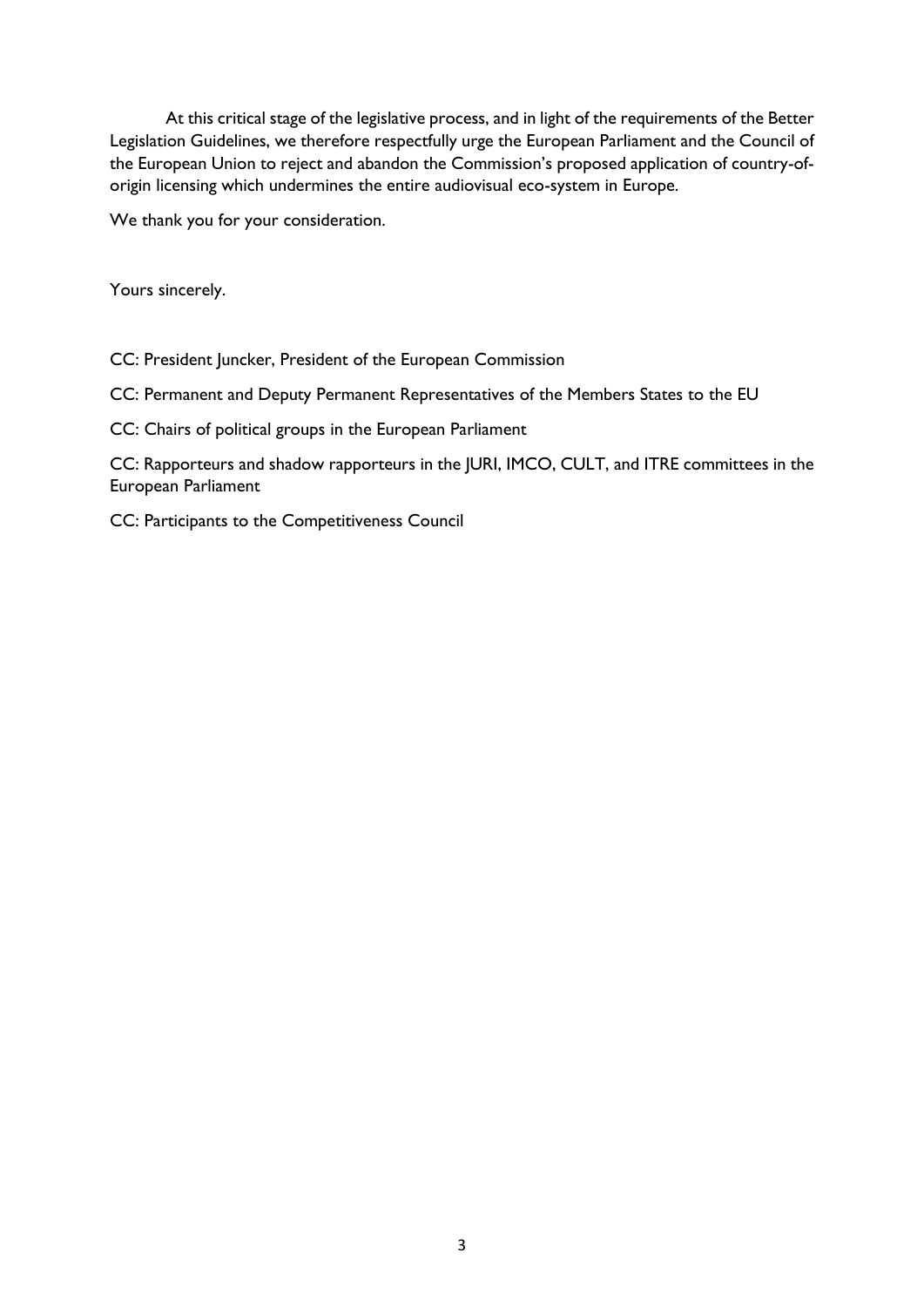At this critical stage of the legislative process, and in light of the requirements of the Better Legislation Guidelines, we therefore respectfully urge the European Parliament and the Council of the European Union to reject and abandon the Commission's proposed application of country-of-origin licensing which undermines the entire audiovisual eco-system in Europe.

We thank you for your consideration.

Yours sincerely.

CC: President Juncker, President of the European Commission

CC: Permanent and Deputy Permanent Representatives of the Members States to the EU

CC: Chairs of political groups in the European Parliament

CC: Rapporteurs and shadow rapporteurs in the JURI, IMCO, CULT, and ITRE committees in the European Parliament

CC: Participants to the Competitiveness Council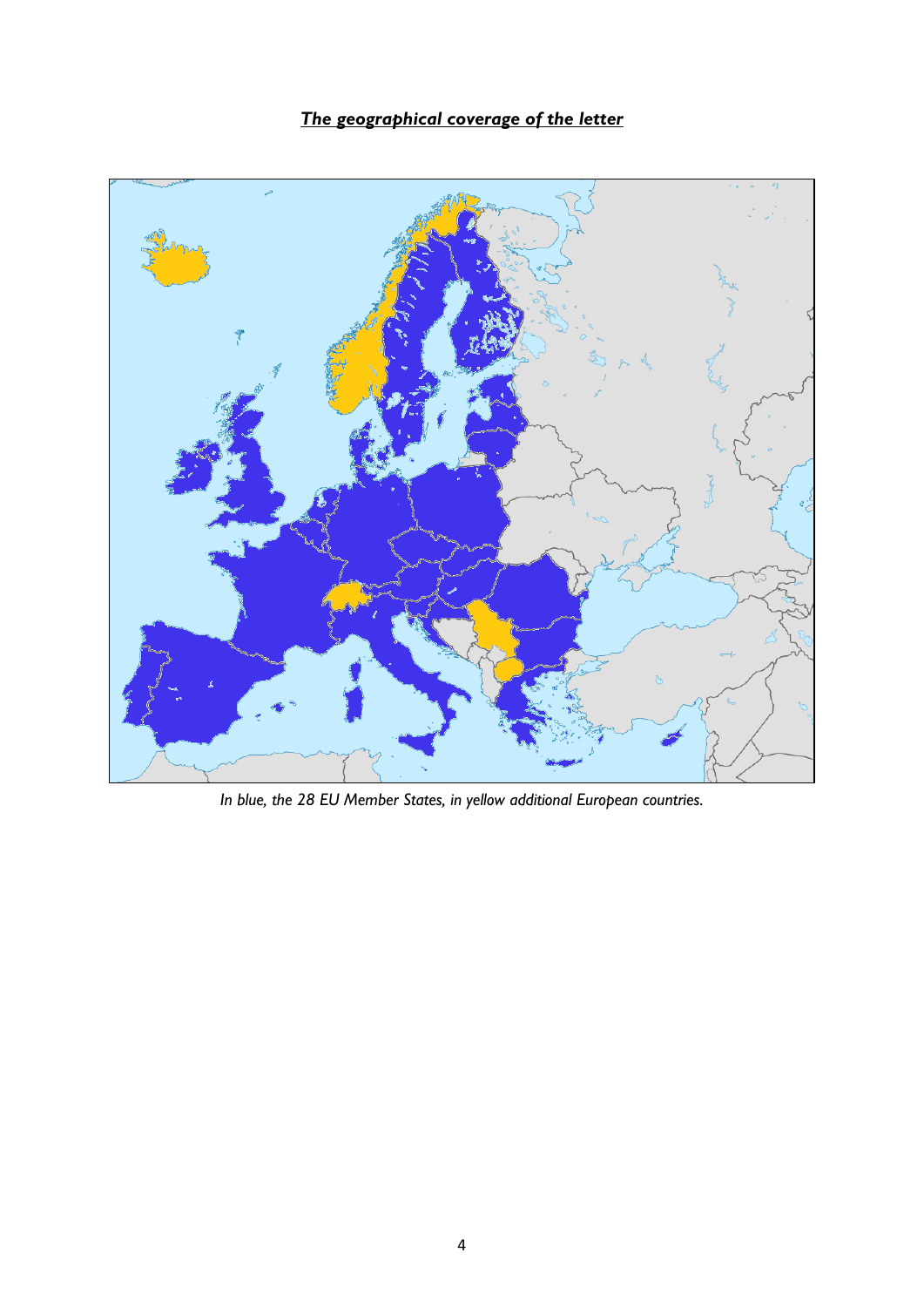***The geographical coverage of the letter***

*In blue, the 28 EU Member States, in yellow additional European countries.*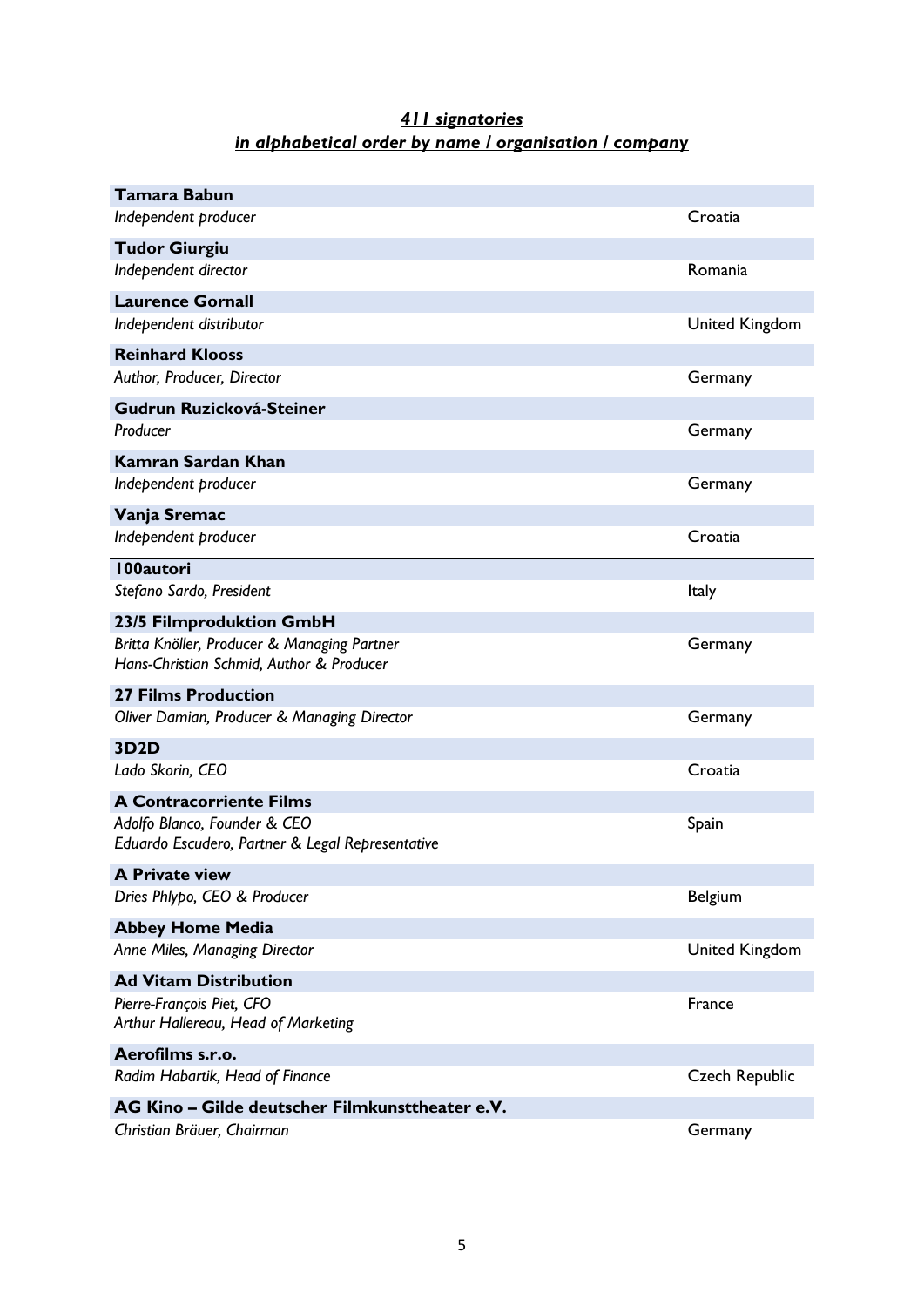## ***411 signatories***
## ***in alphabetical order by name / organisation / company***

| Name / Organisation | Country |
|---|---|
| **Tamara Babun** | |
| *Independent producer* | Croatia |
| **Tudor Giurgiu** | |
| *Independent director* | Romania |
| **Laurence Gornall** | |
| *Independent distributor* | United Kingdom |
| **Reinhard Klooss** | |
| *Author, Producer, Director* | Germany |
| **Gudrun Ruzicková-Steiner** | |
| *Producer* | Germany |
| **Kamran Sardan Khan** | |
| *Independent producer* | Germany |
| **Vanja Sremac** | |
| *Independent producer* | Croatia |
| **100autori** | |
| *Stefano Sardo, President* | Italy |
| **23/5 Filmproduktion GmbH** | |
| *Britta Knöller, Producer & Managing Partner*<br>*Hans-Christian Schmid, Author & Producer* | Germany |
| **27 Films Production** | |
| *Oliver Damian, Producer & Managing Director* | Germany |
| **3D2D** | |
| *Lado Skorin, CEO* | Croatia |
| **A Contracorriente Films** | |
| *Adolfo Blanco, Founder & CEO*<br>*Eduardo Escudero, Partner & Legal Representative* | Spain |
| **A Private view** | |
| *Dries Phlypo, CEO & Producer* | Belgium |
| **Abbey Home Media** | |
| *Anne Miles, Managing Director* | United Kingdom |
| **Ad Vitam Distribution** | |
| *Pierre-François Piet, CFO*<br>*Arthur Hallereau, Head of Marketing* | France |
| **Aerofilms s.r.o.** | |
| *Radim Habartik, Head of Finance* | Czech Republic |
| **AG Kino – Gilde deutscher Filmkunsttheater e.V.** | |
| *Christian Bräuer, Chairman* | Germany |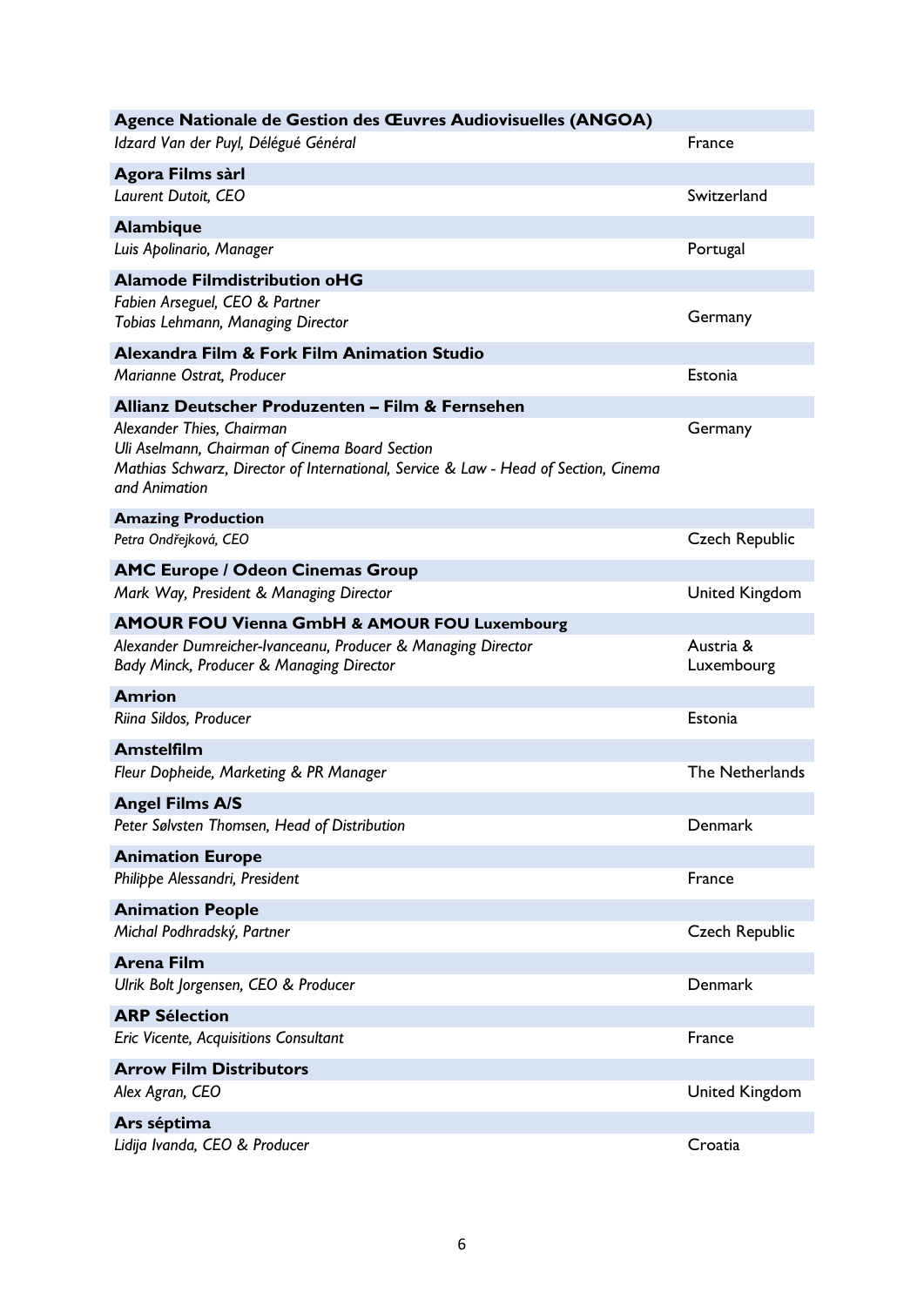| Organisation / Representative(s) | Country |
|---|---|
| **Agence Nationale de Gestion des Œuvres Audiovisuelles (ANGOA)** | |
| *Idzard Van der Puyl, Délégué Général* | France |
| **Agora Films sàrl** | |
| *Laurent Dutoit, CEO* | Switzerland |
| **Alambique** | |
| *Luis Apolinario, Manager* | Portugal |
| **Alamode Filmdistribution oHG** | |
| *Fabien Arseguel, CEO & Partner*<br>*Tobias Lehmann, Managing Director* | Germany |
| **Alexandra Film & Fork Film Animation Studio** | |
| *Marianne Ostrat, Producer* | Estonia |
| **Allianz Deutscher Produzenten – Film & Fernsehen** | |
| *Alexander Thies, Chairman*<br>*Uli Aselmann, Chairman of Cinema Board Section*<br>*Mathias Schwarz, Director of International, Service & Law - Head of Section, Cinema and Animation* | Germany |
| **Amazing Production** | |
| *Petra Ondřejková, CEO* | Czech Republic |
| **AMC Europe / Odeon Cinemas Group** | |
| *Mark Way, President & Managing Director* | United Kingdom |
| **AMOUR FOU Vienna GmbH & AMOUR FOU Luxembourg** | |
| *Alexander Dumreicher-Ivanceanu, Producer & Managing Director*<br>*Bady Minck, Producer & Managing Director* | Austria & Luxembourg |
| **Amrion** | |
| *Riina Sildos, Producer* | Estonia |
| **Amstelfilm** | |
| *Fleur Dopheide, Marketing & PR Manager* | The Netherlands |
| **Angel Films A/S** | |
| *Peter Sølvsten Thomsen, Head of Distribution* | Denmark |
| **Animation Europe** | |
| *Philippe Alessandri, President* | France |
| **Animation People** | |
| *Michal Podhradský, Partner* | Czech Republic |
| **Arena Film** | |
| *Ulrik Bolt Jorgensen, CEO & Producer* | Denmark |
| **ARP Sélection** | |
| *Eric Vicente, Acquisitions Consultant* | France |
| **Arrow Film Distributors** | |
| *Alex Agran, CEO* | United Kingdom |
| **Ars séptima** | |
| *Lidija Ivanda, CEO & Producer* | Croatia |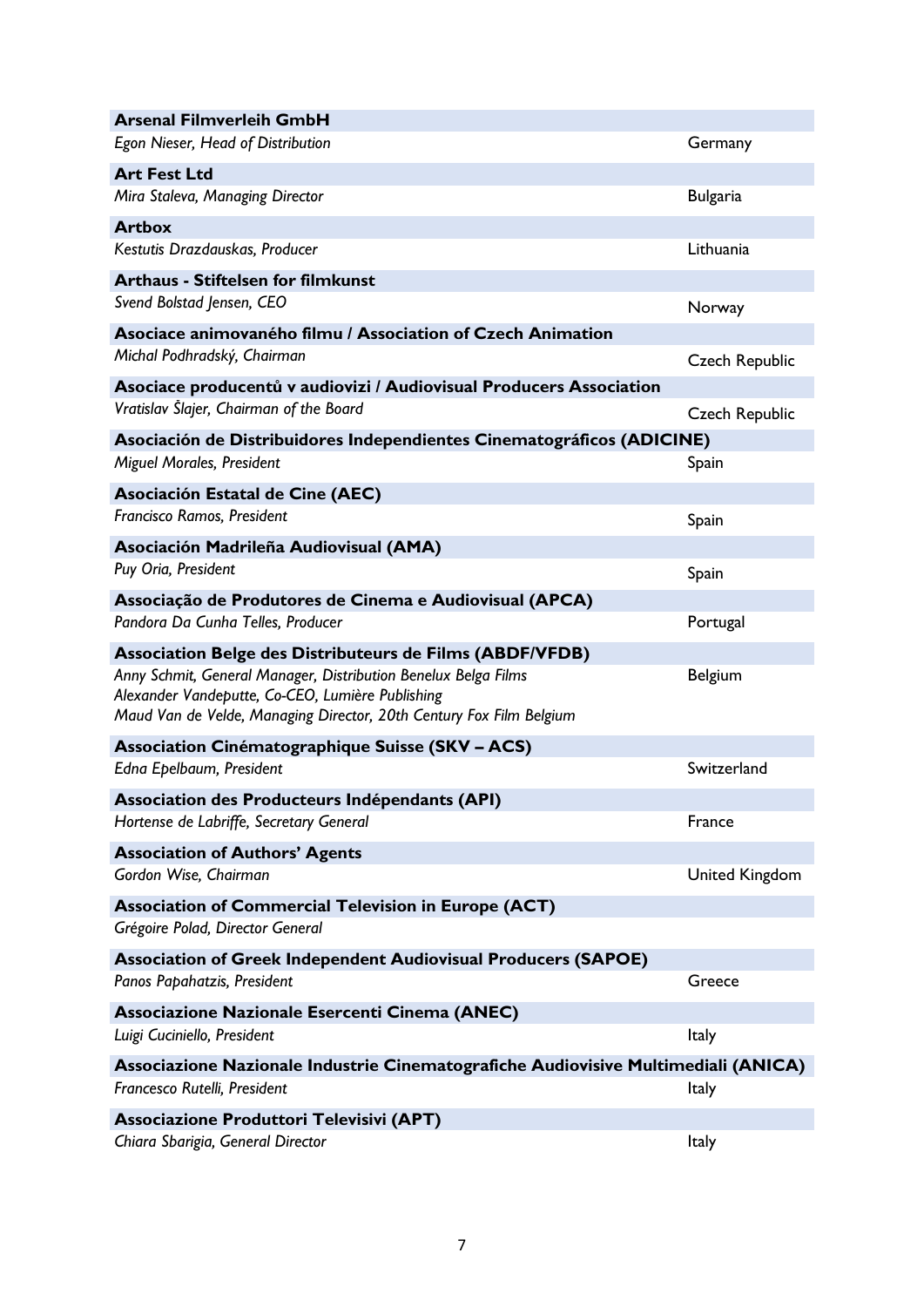**Arsenal Filmverleih GmbH**
*Egon Nieser, Head of Distribution* — Germany

**Art Fest Ltd**
*Mira Staleva, Managing Director* — Bulgaria

**Artbox**
*Kestutis Drazdauskas, Producer* — Lithuania

**Arthaus - Stiftelsen for filmkunst**
*Svend Bolstad Jensen, CEO* — Norway

**Asociace animovaného filmu / Association of Czech Animation**
*Michal Podhradský, Chairman* — Czech Republic

**Asociace producentů v audiovizi / Audiovisual Producers Association**
*Vratislav Šlajer, Chairman of the Board* — Czech Republic

**Asociación de Distribuidores Independientes Cinematográficos (ADICINE)**
*Miguel Morales, President* — Spain

**Asociación Estatal de Cine (AEC)**
*Francisco Ramos, President* — Spain

**Asociación Madrileña Audiovisual (AMA)**
*Puy Oria, President* — Spain

**Associação de Produtores de Cinema e Audiovisual (APCA)**
*Pandora Da Cunha Telles, Producer* — Portugal

**Association Belge des Distributeurs de Films (ABDF/VFDB)**
*Anny Schmit, General Manager, Distribution Benelux Belga Films*
*Alexander Vandeputte, Co-CEO, Lumière Publishing*
*Maud Van de Velde, Managing Director, 20th Century Fox Film Belgium* — Belgium

**Association Cinématographique Suisse (SKV – ACS)**
*Edna Epelbaum, President* — Switzerland

**Association des Producteurs Indépendants (API)**
*Hortense de Labriffe, Secretary General* — France

**Association of Authors' Agents**
*Gordon Wise, Chairman* — United Kingdom

**Association of Commercial Television in Europe (ACT)**
*Grégoire Polad, Director General*

**Association of Greek Independent Audiovisual Producers (SAPOE)**
*Panos Papahatzis, President* — Greece

**Associazione Nazionale Esercenti Cinema (ANEC)**
*Luigi Cuciniello, President* — Italy

**Associazione Nazionale Industrie Cinematografiche Audiovisive Multimediali (ANICA)**
*Francesco Rutelli, President* — Italy

**Associazione Produttori Televisivi (APT)**
*Chiara Sbarigia, General Director* — Italy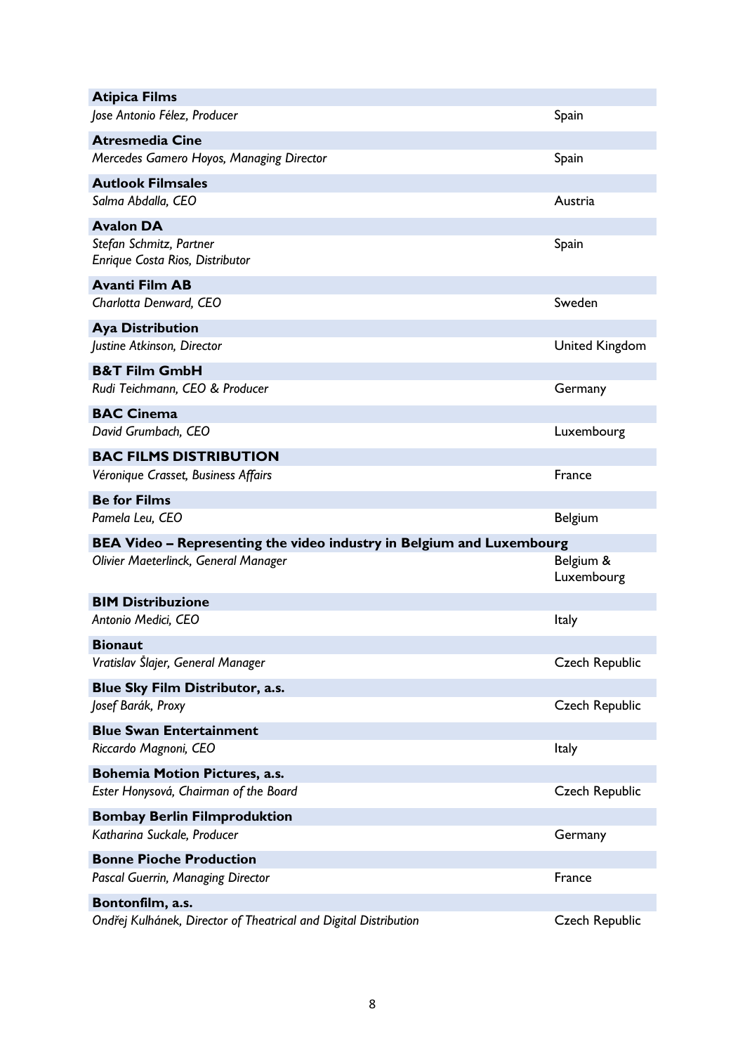**Atipica Films**
*Jose Antonio Félez, Producer* — Spain

**Atresmedia Cine**
*Mercedes Gamero Hoyos, Managing Director* — Spain

**Autlook Filmsales**
*Salma Abdalla, CEO* — Austria

**Avalon DA**
*Stefan Schmitz, Partner*
*Enrique Costa Rios, Distributor* — Spain

**Avanti Film AB**
*Charlotta Denward, CEO* — Sweden

**Aya Distribution**
*Justine Atkinson, Director* — United Kingdom

**B&T Film GmbH**
*Rudi Teichmann, CEO & Producer* — Germany

**BAC Cinema**
*David Grumbach, CEO* — Luxembourg

**BAC FILMS DISTRIBUTION**
*Véronique Crasset, Business Affairs* — France

**Be for Films**
*Pamela Leu, CEO* — Belgium

**BEA Video – Representing the video industry in Belgium and Luxembourg**
*Olivier Maeterlinck, General Manager* — Belgium & Luxembourg

**BIM Distribuzione**
*Antonio Medici, CEO* — Italy

**Bionaut**
*Vratislav Šlajer, General Manager* — Czech Republic

**Blue Sky Film Distributor, a.s.**
*Josef Barák, Proxy* — Czech Republic

**Blue Swan Entertainment**
*Riccardo Magnoni, CEO* — Italy

**Bohemia Motion Pictures, a.s.**
*Ester Honysová, Chairman of the Board* — Czech Republic

**Bombay Berlin Filmproduktion**
*Katharina Suckale, Producer* — Germany

**Bonne Pioche Production**
*Pascal Guerrin, Managing Director* — France

**Bontonfilm, a.s.**
*Ondřej Kulhánek, Director of Theatrical and Digital Distribution* — Czech Republic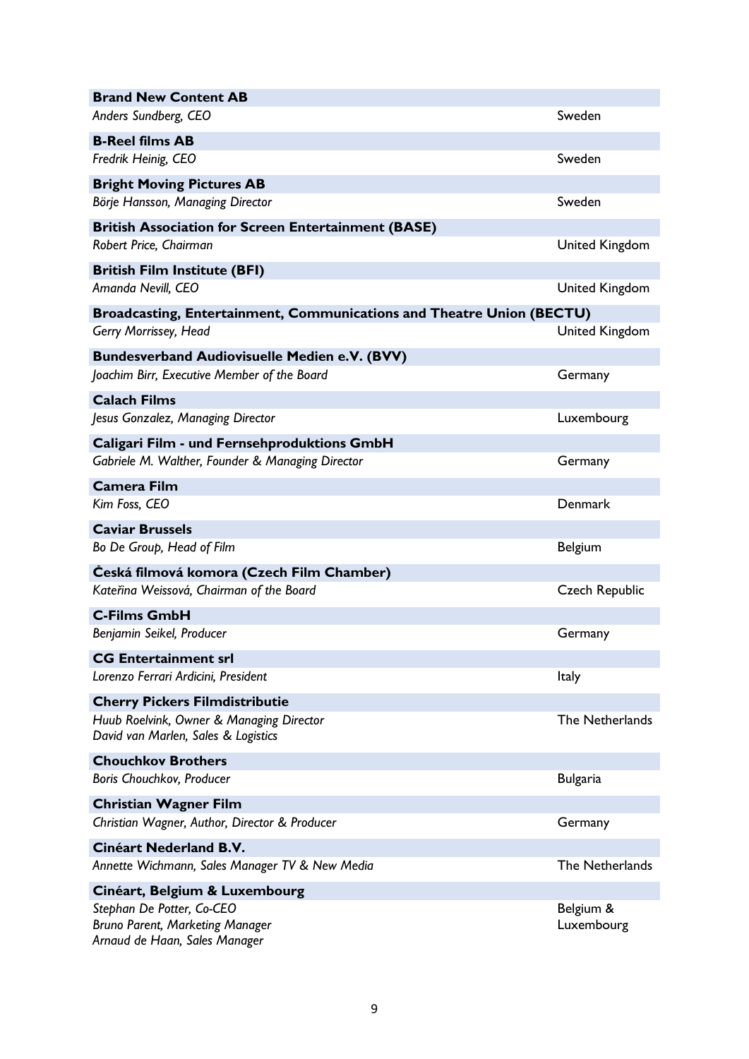**Brand New Content AB**
*Anders Sundberg, CEO* — Sweden

**B-Reel films AB**
*Fredrik Heinig, CEO* — Sweden

**Bright Moving Pictures AB**
*Börje Hansson, Managing Director* — Sweden

**British Association for Screen Entertainment (BASE)**
*Robert Price, Chairman* — United Kingdom

**British Film Institute (BFI)**
*Amanda Nevill, CEO* — United Kingdom

**Broadcasting, Entertainment, Communications and Theatre Union (BECTU)**
*Gerry Morrissey, Head* — United Kingdom

**Bundesverband Audiovisuelle Medien e.V. (BVV)**
*Joachim Birr, Executive Member of the Board* — Germany

**Calach Films**
*Jesus Gonzalez, Managing Director* — Luxembourg

**Caligari Film - und Fernsehproduktions GmbH**
*Gabriele M. Walther, Founder & Managing Director* — Germany

**Camera Film**
*Kim Foss, CEO* — Denmark

**Caviar Brussels**
*Bo De Group, Head of Film* — Belgium

**Česká filmová komora (Czech Film Chamber)**
*Kateřina Weissová, Chairman of the Board* — Czech Republic

**C-Films GmbH**
*Benjamin Seikel, Producer* — Germany

**CG Entertainment srl**
*Lorenzo Ferrari Ardicini, President* — Italy

**Cherry Pickers Filmdistributie**
*Huub Roelvink, Owner & Managing Director*
*David van Marlen, Sales & Logistics* — The Netherlands

**Chouchkov Brothers**
*Boris Chouchkov, Producer* — Bulgaria

**Christian Wagner Film**
*Christian Wagner, Author, Director & Producer* — Germany

**Cinéart Nederland B.V.**
*Annette Wichmann, Sales Manager TV & New Media* — The Netherlands

**Cinéart, Belgium & Luxembourg**
*Stephan De Potter, Co-CEO*
*Bruno Parent, Marketing Manager*
*Arnaud de Haan, Sales Manager* — Belgium & Luxembourg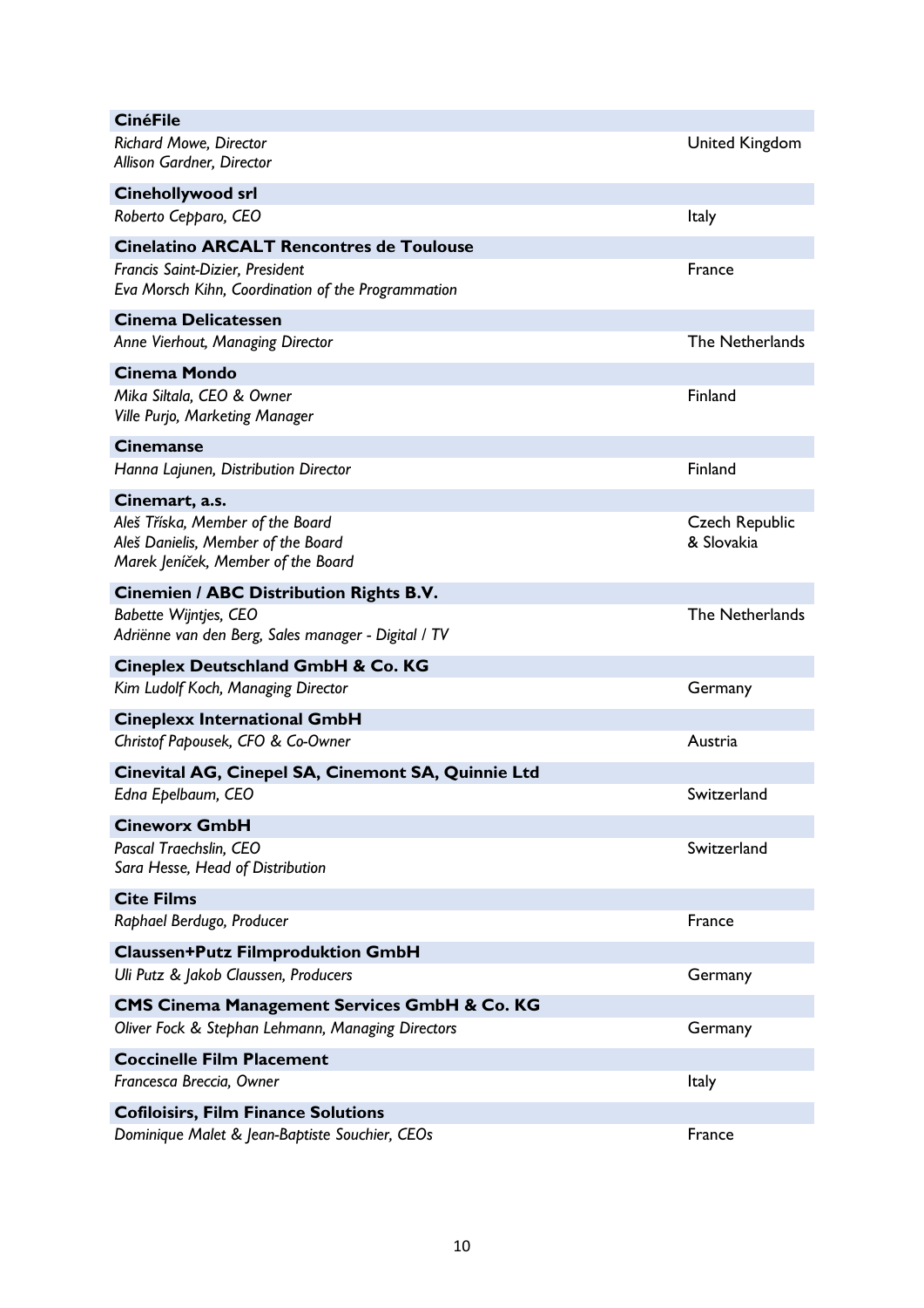**CinéFile**
*Richard Mowe, Director*
*Allison Gardner, Director*
United Kingdom

**Cinehollywood srl**
*Roberto Cepparo, CEO*
Italy

**Cinelatino ARCALT Rencontres de Toulouse**
*Francis Saint-Dizier, President*
*Eva Morsch Kihn, Coordination of the Programmation*
France

**Cinema Delicatessen**
*Anne Vierhout, Managing Director*
The Netherlands

**Cinema Mondo**
*Mika Siltala, CEO & Owner*
*Ville Purjo, Marketing Manager*
Finland

**Cinemanse**
*Hanna Lajunen, Distribution Director*
Finland

**Cinemart, a.s.**
*Aleš Tříska, Member of the Board*
*Aleš Danielis, Member of the Board*
*Marek Jeníček, Member of the Board*
Czech Republic & Slovakia

**Cinemien / ABC Distribution Rights B.V.**
*Babette Wijntjes, CEO*
*Adriënne van den Berg, Sales manager - Digital / TV*
The Netherlands

**Cineplex Deutschland GmbH & Co. KG**
*Kim Ludolf Koch, Managing Director*
Germany

**Cineplexx International GmbH**
*Christof Papousek, CFO & Co-Owner*
Austria

**Cinevital AG, Cinepel SA, Cinemont SA, Quinnie Ltd**
*Edna Epelbaum, CEO*
Switzerland

**Cineworx GmbH**
*Pascal Traechslin, CEO*
*Sara Hesse, Head of Distribution*
Switzerland

**Cite Films**
*Raphael Berdugo, Producer*
France

**Claussen+Putz Filmproduktion GmbH**
*Uli Putz & Jakob Claussen, Producers*
Germany

**CMS Cinema Management Services GmbH & Co. KG**
*Oliver Fock & Stephan Lehmann, Managing Directors*
Germany

**Coccinelle Film Placement**
*Francesca Breccia, Owner*
Italy

**Cofiloisirs, Film Finance Solutions**
*Dominique Malet & Jean-Baptiste Souchier, CEOs*
France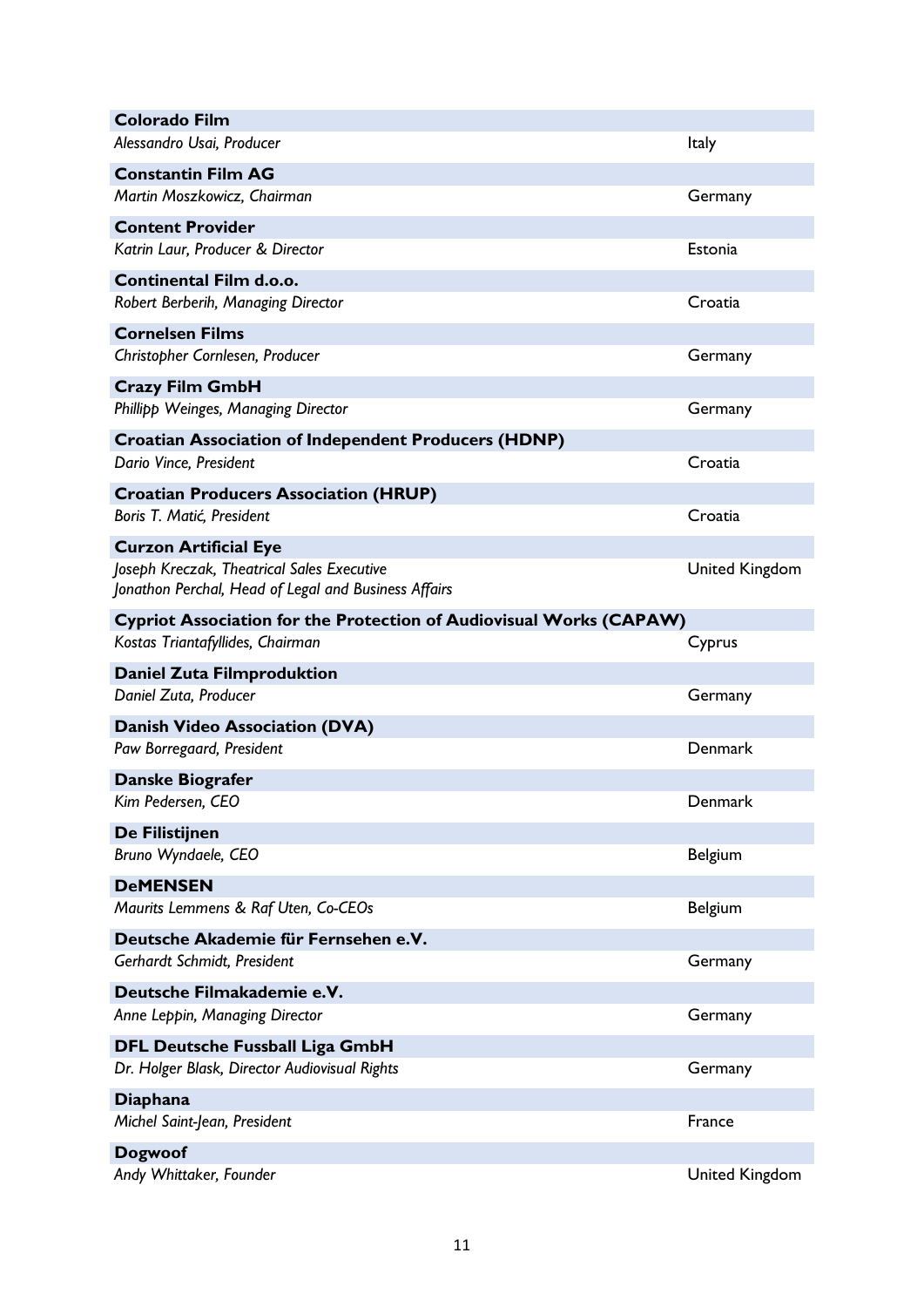| **Colorado Film** | |
|---|---|
| *Alessandro Usai, Producer* | Italy |
| **Constantin Film AG** | |
| *Martin Moszkowicz, Chairman* | Germany |
| **Content Provider** | |
| *Katrin Laur, Producer & Director* | Estonia |
| **Continental Film d.o.o.** | |
| *Robert Berberih, Managing Director* | Croatia |
| **Cornelsen Films** | |
| *Christopher Cornlesen, Producer* | Germany |
| **Crazy Film GmbH** | |
| *Phillipp Weinges, Managing Director* | Germany |
| **Croatian Association of Independent Producers (HDNP)** | |
| *Dario Vince, President* | Croatia |
| **Croatian Producers Association (HRUP)** | |
| *Boris T. Matić, President* | Croatia |
| **Curzon Artificial Eye** | |
| *Joseph Kreczak, Theatrical Sales Executive*<br>*Jonathon Perchal, Head of Legal and Business Affairs* | United Kingdom |
| **Cypriot Association for the Protection of Audiovisual Works (CAPAW)** | |
| *Kostas Triantafyllides, Chairman* | Cyprus |
| **Daniel Zuta Filmproduktion** | |
| *Daniel Zuta, Producer* | Germany |
| **Danish Video Association (DVA)** | |
| *Paw Borregaard, President* | Denmark |
| **Danske Biografer** | |
| *Kim Pedersen, CEO* | Denmark |
| **De Filistijnen** | |
| *Bruno Wyndaele, CEO* | Belgium |
| **DeMENSEN** | |
| *Maurits Lemmens & Raf Uten, Co-CEOs* | Belgium |
| **Deutsche Akademie für Fernsehen e.V.** | |
| *Gerhardt Schmidt, President* | Germany |
| **Deutsche Filmakademie e.V.** | |
| *Anne Leppin, Managing Director* | Germany |
| **DFL Deutsche Fussball Liga GmbH** | |
| *Dr. Holger Blask, Director Audiovisual Rights* | Germany |
| **Diaphana** | |
| *Michel Saint-Jean, President* | France |
| **Dogwoof** | |
| *Andy Whittaker, Founder* | United Kingdom |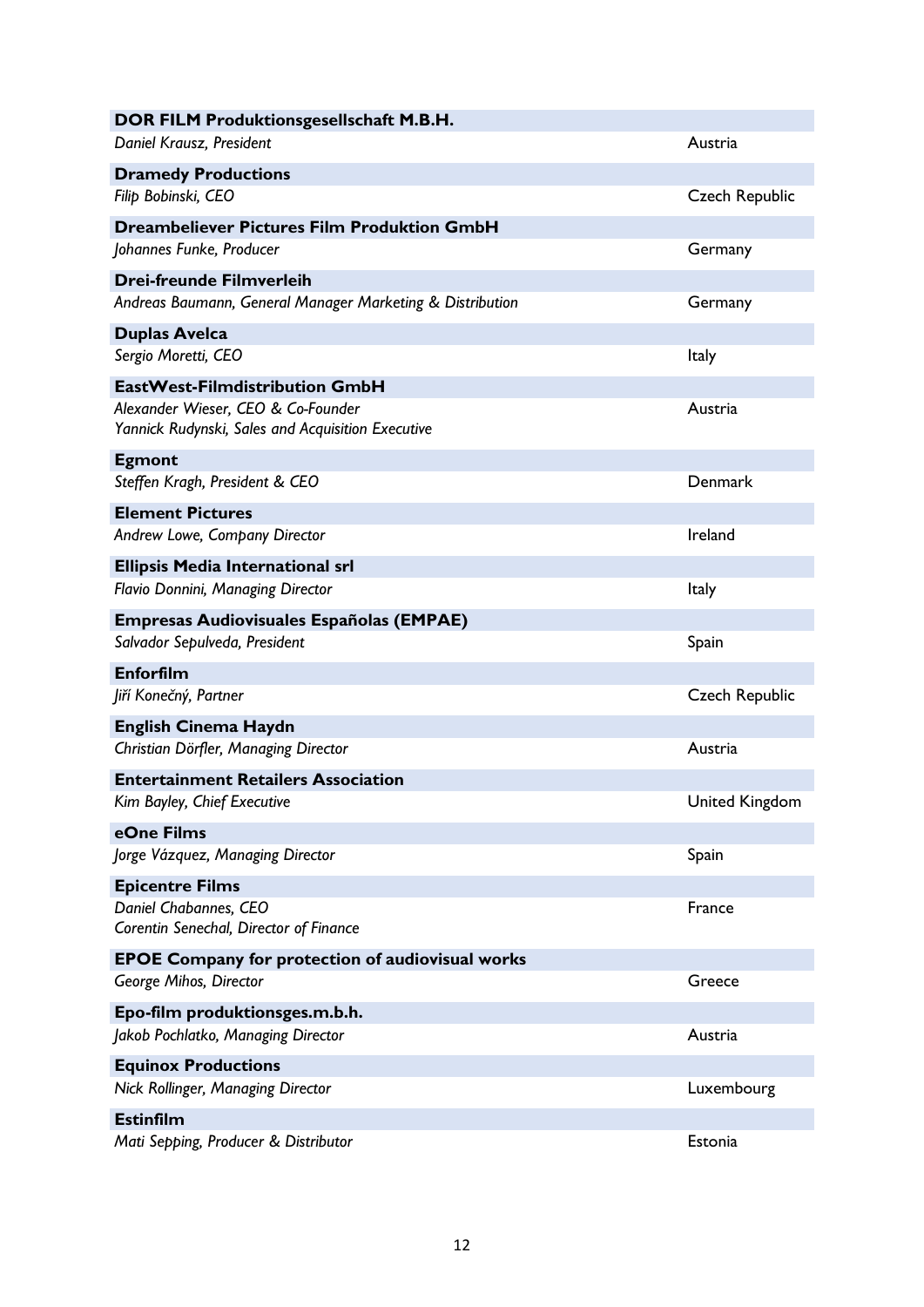| | |
|---|---|
| **DOR FILM Produktionsgesellschaft M.B.H.** | |
| *Daniel Krausz, President* | Austria |
| **Dramedy Productions** | |
| *Filip Bobinski, CEO* | Czech Republic |
| **Dreambeliever Pictures Film Produktion GmbH** | |
| *Johannes Funke, Producer* | Germany |
| **Drei-freunde Filmverleih** | |
| *Andreas Baumann, General Manager Marketing & Distribution* | Germany |
| **Duplas Avelca** | |
| *Sergio Moretti, CEO* | Italy |
| **EastWest-Filmdistribution GmbH** | |
| *Alexander Wieser, CEO & Co-Founder*<br>*Yannick Rudynski, Sales and Acquisition Executive* | Austria |
| **Egmont** | |
| *Steffen Kragh, President & CEO* | Denmark |
| **Element Pictures** | |
| *Andrew Lowe, Company Director* | Ireland |
| **Ellipsis Media International srl** | |
| *Flavio Donnini, Managing Director* | Italy |
| **Empresas Audiovisuales Españolas (EMPAE)** | |
| *Salvador Sepulveda, President* | Spain |
| **Enforfilm** | |
| *Jiří Konečný, Partner* | Czech Republic |
| **English Cinema Haydn** | |
| *Christian Dörfler, Managing Director* | Austria |
| **Entertainment Retailers Association** | |
| *Kim Bayley, Chief Executive* | United Kingdom |
| **eOne Films** | |
| *Jorge Vázquez, Managing Director* | Spain |
| **Epicentre Films** | |
| *Daniel Chabannes, CEO*<br>*Corentin Senechal, Director of Finance* | France |
| **EPOE Company for protection of audiovisual works** | |
| *George Mihos, Director* | Greece |
| **Epo-film produktionsges.m.b.h.** | |
| *Jakob Pochlatko, Managing Director* | Austria |
| **Equinox Productions** | |
| *Nick Rollinger, Managing Director* | Luxembourg |
| **Estinfilm** | |
| *Mati Sepping, Producer & Distributor* | Estonia |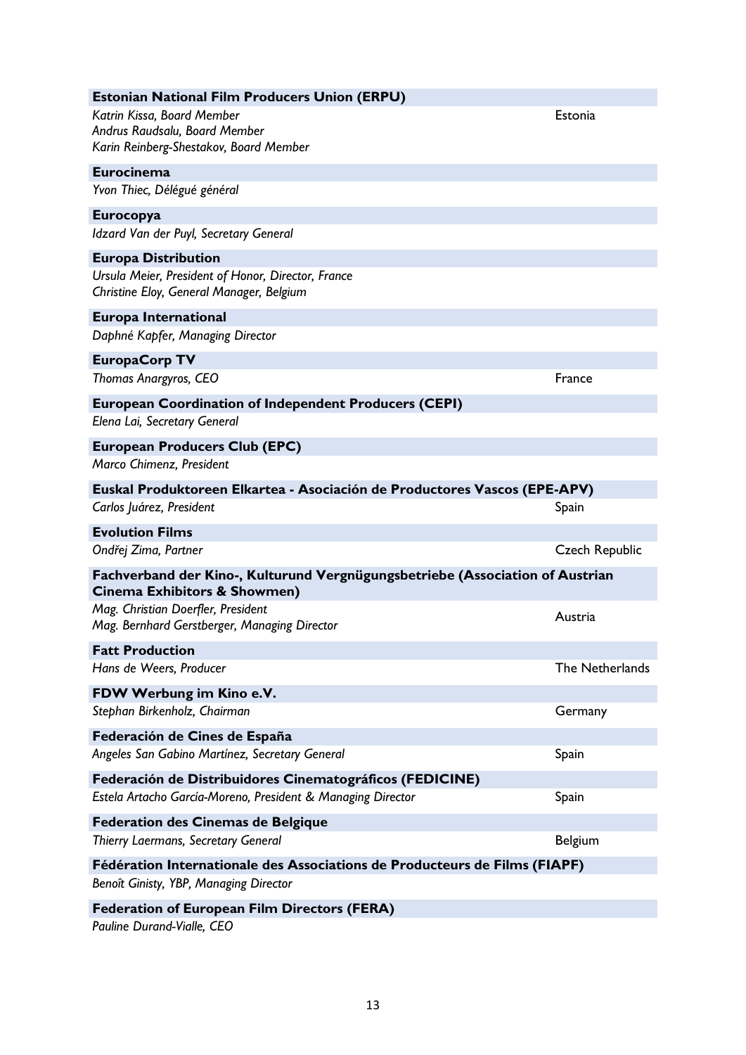**Estonian National Film Producers Union (ERPU)**

*Katrin Kissa, Board Member* — Estonia
*Andrus Raudsalu, Board Member*
*Karin Reinberg-Shestakov, Board Member*

**Eurocinema**

*Yvon Thiec, Délégué général*

**Eurocopya**

*Idzard Van der Puyl, Secretary General*

**Europa Distribution**

*Ursula Meier, President of Honor, Director, France*
*Christine Eloy, General Manager, Belgium*

**Europa International**

*Daphné Kapfer, Managing Director*

**EuropaCorp TV**

*Thomas Anargyros, CEO* — France

**European Coordination of Independent Producers (CEPI)**

*Elena Lai, Secretary General*

**European Producers Club (EPC)**

*Marco Chimenz, President*

**Euskal Produktoreen Elkartea - Asociación de Productores Vascos (EPE-APV)**

*Carlos Juárez, President* — Spain

**Evolution Films**

*Ondřej Zima, Partner* — Czech Republic

**Fachverband der Kino-, Kulturund Vergnügungsbetriebe (Association of Austrian Cinema Exhibitors & Showmen)**

*Mag. Christian Doerfler, President* — Austria
*Mag. Bernhard Gerstberger, Managing Director*

**Fatt Production**

*Hans de Weers, Producer* — The Netherlands

**FDW Werbung im Kino e.V.**

*Stephan Birkenholz, Chairman* — Germany

**Federación de Cines de España**

*Angeles San Gabino Martínez, Secretary General* — Spain

**Federación de Distribuidores Cinematográficos (FEDICINE)**

*Estela Artacho García-Moreno, President & Managing Director* — Spain

**Federation des Cinemas de Belgique**

*Thierry Laermans, Secretary General* — Belgium

**Fédération Internationale des Associations de Producteurs de Films (FIAPF)**

*Benoît Ginisty, YBP, Managing Director*

**Federation of European Film Directors (FERA)**

*Pauline Durand-Vialle, CEO*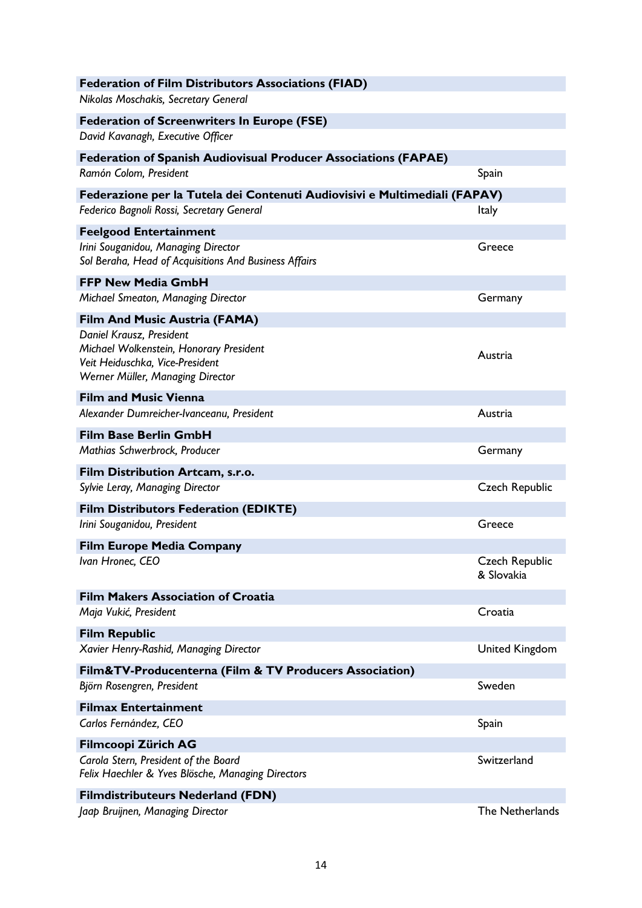**Federation of Film Distributors Associations (FIAD)**
*Nikolas Moschakis, Secretary General*

**Federation of Screenwriters In Europe (FSE)**
*David Kavanagh, Executive Officer*

**Federation of Spanish Audiovisual Producer Associations (FAPAE)**
*Ramón Colom, President* — Spain

**Federazione per la Tutela dei Contenuti Audiovisivi e Multimediali (FAPAV)**
*Federico Bagnoli Rossi, Secretary General* — Italy

**Feelgood Entertainment**
*Irini Souganidou, Managing Director*
*Sol Beraha, Head of Acquisitions And Business Affairs* — Greece

**FFP New Media GmbH**
*Michael Smeaton, Managing Director* — Germany

**Film And Music Austria (FAMA)**
*Daniel Krausz, President*
*Michael Wolkenstein, Honorary President*
*Veit Heiduschka, Vice-President*
*Werner Müller, Managing Director* — Austria

**Film and Music Vienna**
*Alexander Dumreicher-Ivanceanu, President* — Austria

**Film Base Berlin GmbH**
*Mathias Schwerbrock, Producer* — Germany

**Film Distribution Artcam, s.r.o.**
*Sylvie Leray, Managing Director* — Czech Republic

**Film Distributors Federation (EDIKTE)**
*Irini Souganidou, President* — Greece

**Film Europe Media Company**
*Ivan Hronec, CEO* — Czech Republic & Slovakia

**Film Makers Association of Croatia**
*Maja Vukić, President* — Croatia

**Film Republic**
*Xavier Henry-Rashid, Managing Director* — United Kingdom

**Film&TV-Producenterna (Film & TV Producers Association)**
*Björn Rosengren, President* — Sweden

**Filmax Entertainment**
*Carlos Fernández, CEO* — Spain

**Filmcoopi Zürich AG**
*Carola Stern, President of the Board*
*Felix Haechler & Yves Blösche, Managing Directors* — Switzerland

**Filmdistributeurs Nederland (FDN)**
*Jaap Bruijnen, Managing Director* — The Netherlands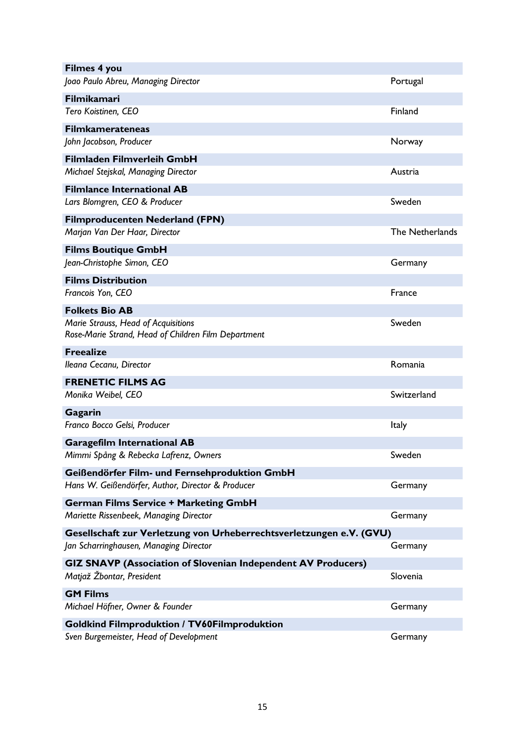| | |
|---|---|
| **Filmes 4 you** | |
| *Joao Paulo Abreu, Managing Director* | Portugal |
| **Filmikamari** | |
| *Tero Koistinen, CEO* | Finland |
| **Filmkamerateneas** | |
| *John Jacobson, Producer* | Norway |
| **Filmladen Filmverleih GmbH** | |
| *Michael Stejskal, Managing Director* | Austria |
| **Filmlance International AB** | |
| *Lars Blomgren, CEO & Producer* | Sweden |
| **Filmproducenten Nederland (FPN)** | |
| *Marjan Van Der Haar, Director* | The Netherlands |
| **Films Boutique GmbH** | |
| *Jean-Christophe Simon, CEO* | Germany |
| **Films Distribution** | |
| *Francois Yon, CEO* | France |
| **Folkets Bio AB** | |
| *Marie Strauss, Head of Acquisitions*<br>*Rose-Marie Strand, Head of Children Film Department* | Sweden |
| **Freealize** | |
| *Ileana Cecanu, Director* | Romania |
| **FRENETIC FILMS AG** | |
| *Monika Weibel, CEO* | Switzerland |
| **Gagarin** | |
| *Franco Bocco Gelsi, Producer* | Italy |
| **Garagefilm International AB** | |
| *Mimmi Spång & Rebecka Lafrenz, Owners* | Sweden |
| **Geißendörfer Film- und Fernsehproduktion GmbH** | |
| *Hans W. Geißendörfer, Author, Director & Producer* | Germany |
| **German Films Service + Marketing GmbH** | |
| *Mariette Rissenbeek, Managing Director* | Germany |
| **Gesellschaft zur Verletzung von Urheberrechtsverletzungen e.V. (GVU)** | |
| *Jan Scharringhausen, Managing Director* | Germany |
| **GIZ SNAVP (Association of Slovenian Independent AV Producers)** | |
| *Matjaž Žbontar, President* | Slovenia |
| **GM Films** | |
| *Michael Höfner, Owner & Founder* | Germany |
| **Goldkind Filmproduktion / TV60Filmproduktion** | |
| *Sven Burgemeister, Head of Development* | Germany |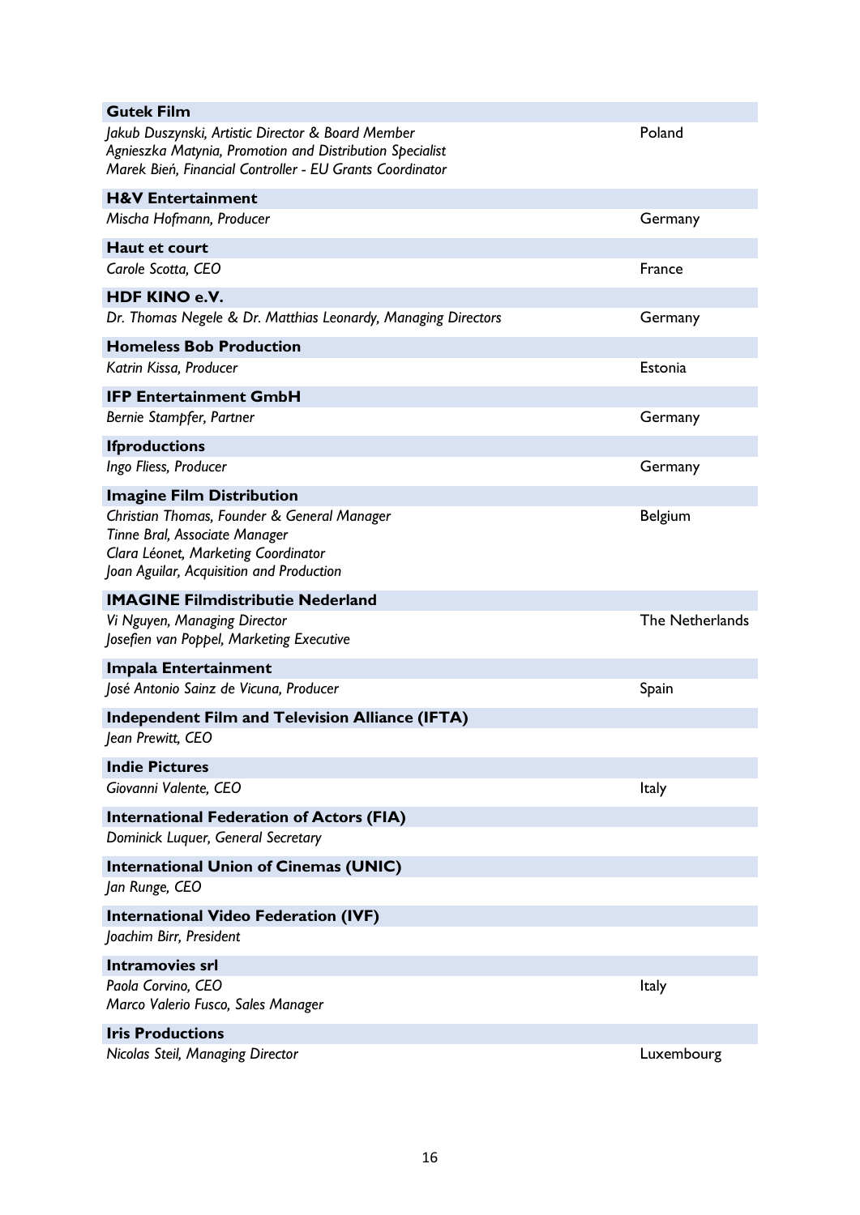**Gutek Film**

*Jakub Duszynski, Artistic Director & Board Member* — Poland
*Agnieszka Matynia, Promotion and Distribution Specialist*
*Marek Bień, Financial Controller - EU Grants Coordinator*

**H&V Entertainment**

*Mischa Hofmann, Producer* — Germany

**Haut et court**

*Carole Scotta, CEO* — France

**HDF KINO e.V.**

*Dr. Thomas Negele & Dr. Matthias Leonardy, Managing Directors* — Germany

**Homeless Bob Production**

*Katrin Kissa, Producer* — Estonia

**IFP Entertainment GmbH**

*Bernie Stampfer, Partner* — Germany

**Ifproductions**

*Ingo Fliess, Producer* — Germany

**Imagine Film Distribution**

*Christian Thomas, Founder & General Manager* — Belgium
*Tinne Bral, Associate Manager*
*Clara Léonet, Marketing Coordinator*
*Joan Aguilar, Acquisition and Production*

**IMAGINE Filmdistributie Nederland**

*Vi Nguyen, Managing Director* — The Netherlands
*Josefien van Poppel, Marketing Executive*

**Impala Entertainment**

*José Antonio Sainz de Vicuna, Producer* — Spain

**Independent Film and Television Alliance (IFTA)**

*Jean Prewitt, CEO*

**Indie Pictures**

*Giovanni Valente, CEO* — Italy

**International Federation of Actors (FIA)**

*Dominick Luquer, General Secretary*

**International Union of Cinemas (UNIC)**

*Jan Runge, CEO*

**International Video Federation (IVF)**

*Joachim Birr, President*

**Intramovies srl**

*Paola Corvino, CEO* — Italy
*Marco Valerio Fusco, Sales Manager*

**Iris Productions**

*Nicolas Steil, Managing Director* — Luxembourg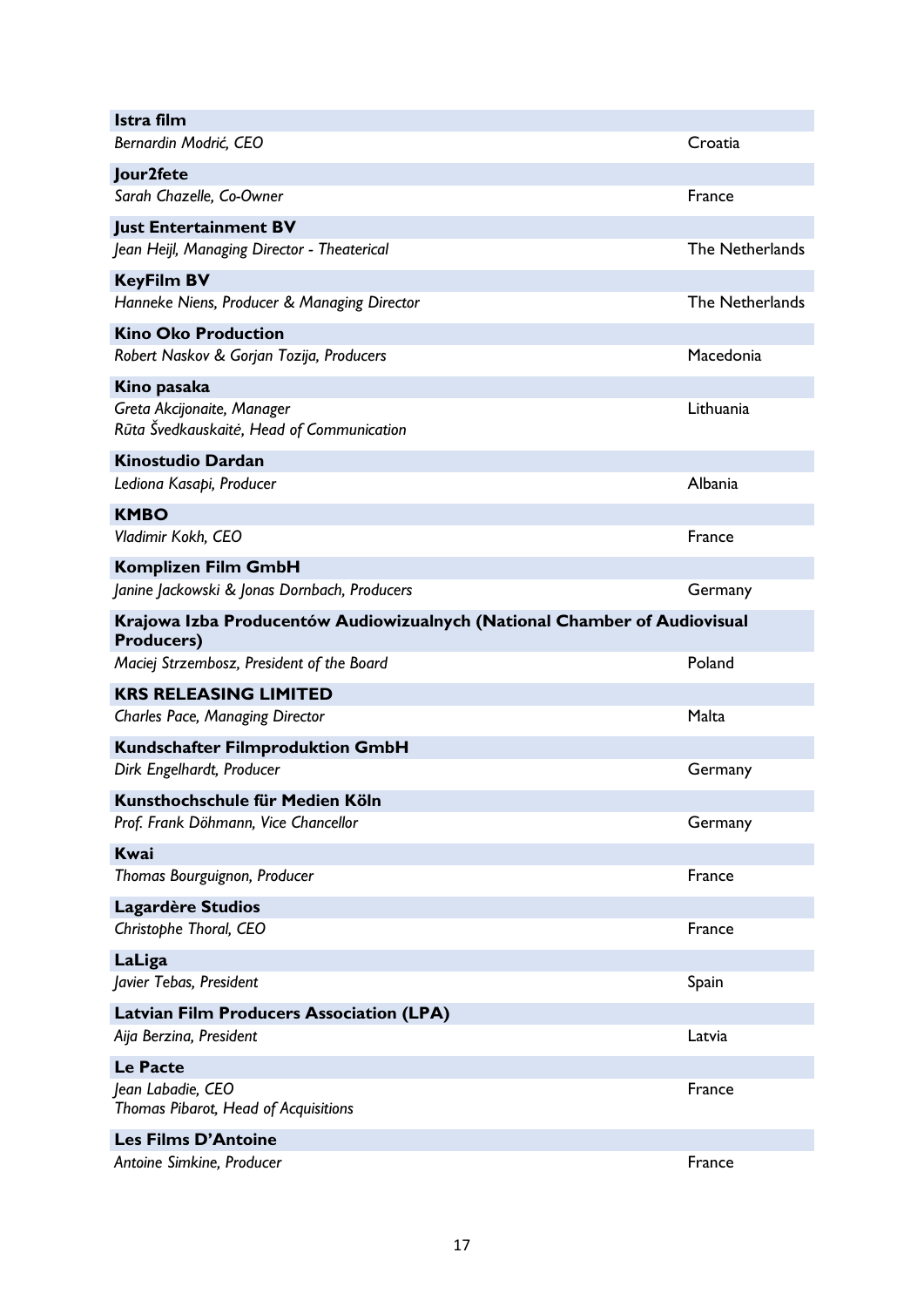| | |
|---|---|
| **Istra film** | |
| *Bernardin Modrić, CEO* | Croatia |
| **Jour2fete** | |
| *Sarah Chazelle, Co-Owner* | France |
| **Just Entertainment BV** | |
| *Jean Heijl, Managing Director - Theaterical* | The Netherlands |
| **KeyFilm BV** | |
| *Hanneke Niens, Producer & Managing Director* | The Netherlands |
| **Kino Oko Production** | |
| *Robert Naskov & Gorjan Tozija, Producers* | Macedonia |
| **Kino pasaka** | |
| *Greta Akcijonaite, Manager*<br>*Rūta Švedkauskaitė, Head of Communication* | Lithuania |
| **Kinostudio Dardan** | |
| *Lediona Kasapi, Producer* | Albania |
| **KMBO** | |
| *Vladimir Kokh, CEO* | France |
| **Komplizen Film GmbH** | |
| *Janine Jackowski & Jonas Dornbach, Producers* | Germany |
| **Krajowa Izba Producentów Audiowizualnych (National Chamber of Audiovisual Producers)** | |
| *Maciej Strzembosz, President of the Board* | Poland |
| **KRS RELEASING LIMITED** | |
| *Charles Pace, Managing Director* | Malta |
| **Kundschafter Filmproduktion GmbH** | |
| *Dirk Engelhardt, Producer* | Germany |
| **Kunsthochschule für Medien Köln** | |
| *Prof. Frank Döhmann, Vice Chancellor* | Germany |
| **Kwai** | |
| *Thomas Bourguignon, Producer* | France |
| **Lagardère Studios** | |
| *Christophe Thoral, CEO* | France |
| **LaLiga** | |
| *Javier Tebas, President* | Spain |
| **Latvian Film Producers Association (LPA)** | |
| *Aija Berzina, President* | Latvia |
| **Le Pacte** | |
| *Jean Labadie, CEO*<br>*Thomas Pibarot, Head of Acquisitions* | France |
| **Les Films D'Antoine** | |
| *Antoine Simkine, Producer* | France |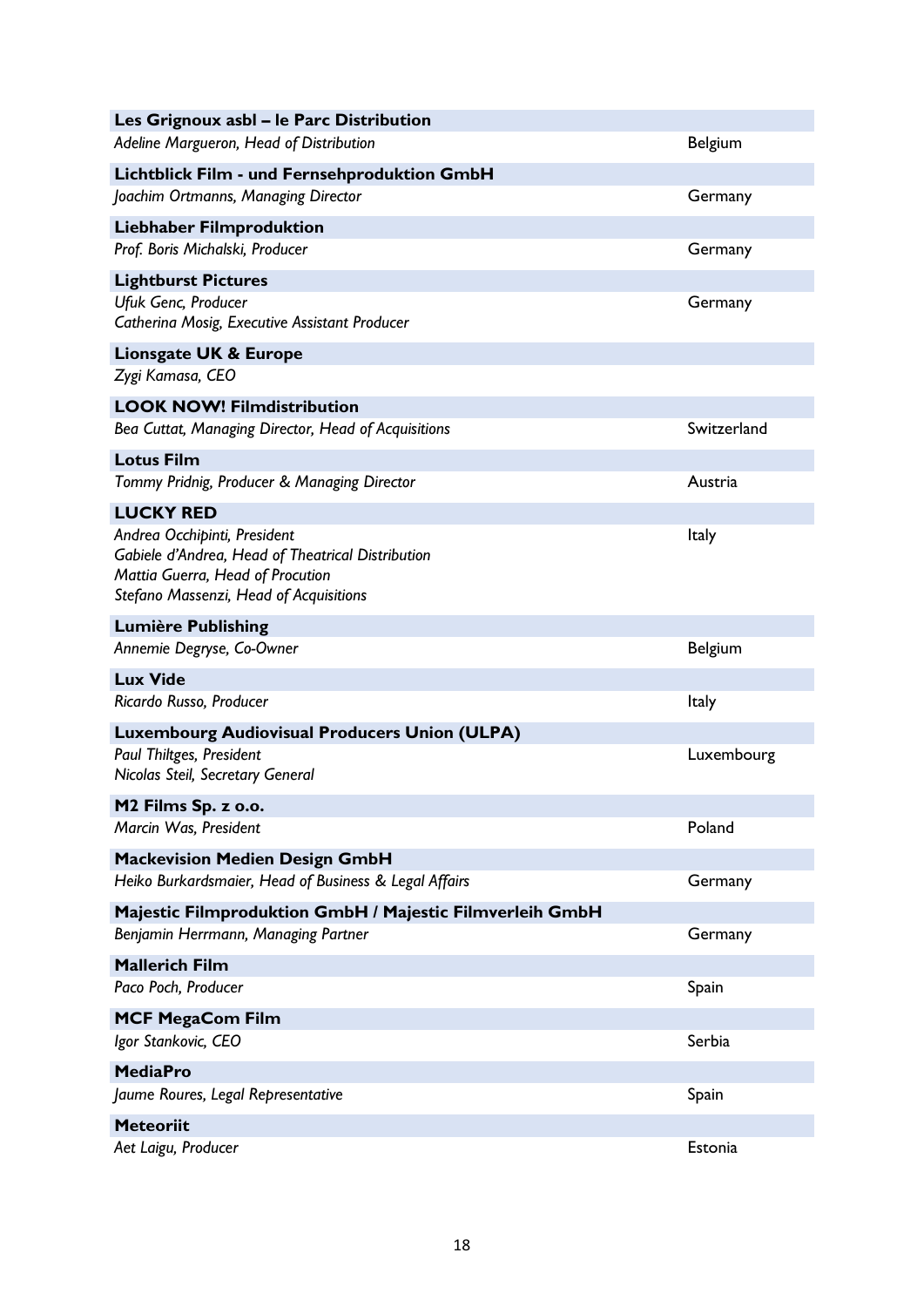**Les Grignoux asbl – le Parc Distribution**
*Adeline Margueron, Head of Distribution* — Belgium

**Lichtblick Film - und Fernsehproduktion GmbH**
*Joachim Ortmanns, Managing Director* — Germany

**Liebhaber Filmproduktion**
*Prof. Boris Michalski, Producer* — Germany

**Lightburst Pictures**
*Ufuk Genc, Producer* — Germany
*Catherina Mosig, Executive Assistant Producer*

**Lionsgate UK & Europe**
*Zygi Kamasa, CEO*

**LOOK NOW! Filmdistribution**
*Bea Cuttat, Managing Director, Head of Acquisitions* — Switzerland

**Lotus Film**
*Tommy Pridnig, Producer & Managing Director* — Austria

**LUCKY RED**
*Andrea Occhipinti, President* — Italy
*Gabiele d'Andrea, Head of Theatrical Distribution*
*Mattia Guerra, Head of Procution*
*Stefano Massenzi, Head of Acquisitions*

**Lumière Publishing**
*Annemie Degryse, Co-Owner* — Belgium

**Lux Vide**
*Ricardo Russo, Producer* — Italy

**Luxembourg Audiovisual Producers Union (ULPA)**
*Paul Thiltges, President* — Luxembourg
*Nicolas Steil, Secretary General*

**M2 Films Sp. z o.o.**
*Marcin Was, President* — Poland

**Mackevision Medien Design GmbH**
*Heiko Burkardsmaier, Head of Business & Legal Affairs* — Germany

**Majestic Filmproduktion GmbH / Majestic Filmverleih GmbH**
*Benjamin Herrmann, Managing Partner* — Germany

**Mallerich Film**
*Paco Poch, Producer* — Spain

**MCF MegaCom Film**
*Igor Stankovic, CEO* — Serbia

**MediaPro**
*Jaume Roures, Legal Representative* — Spain

**Meteoriit**
*Aet Laigu, Producer* — Estonia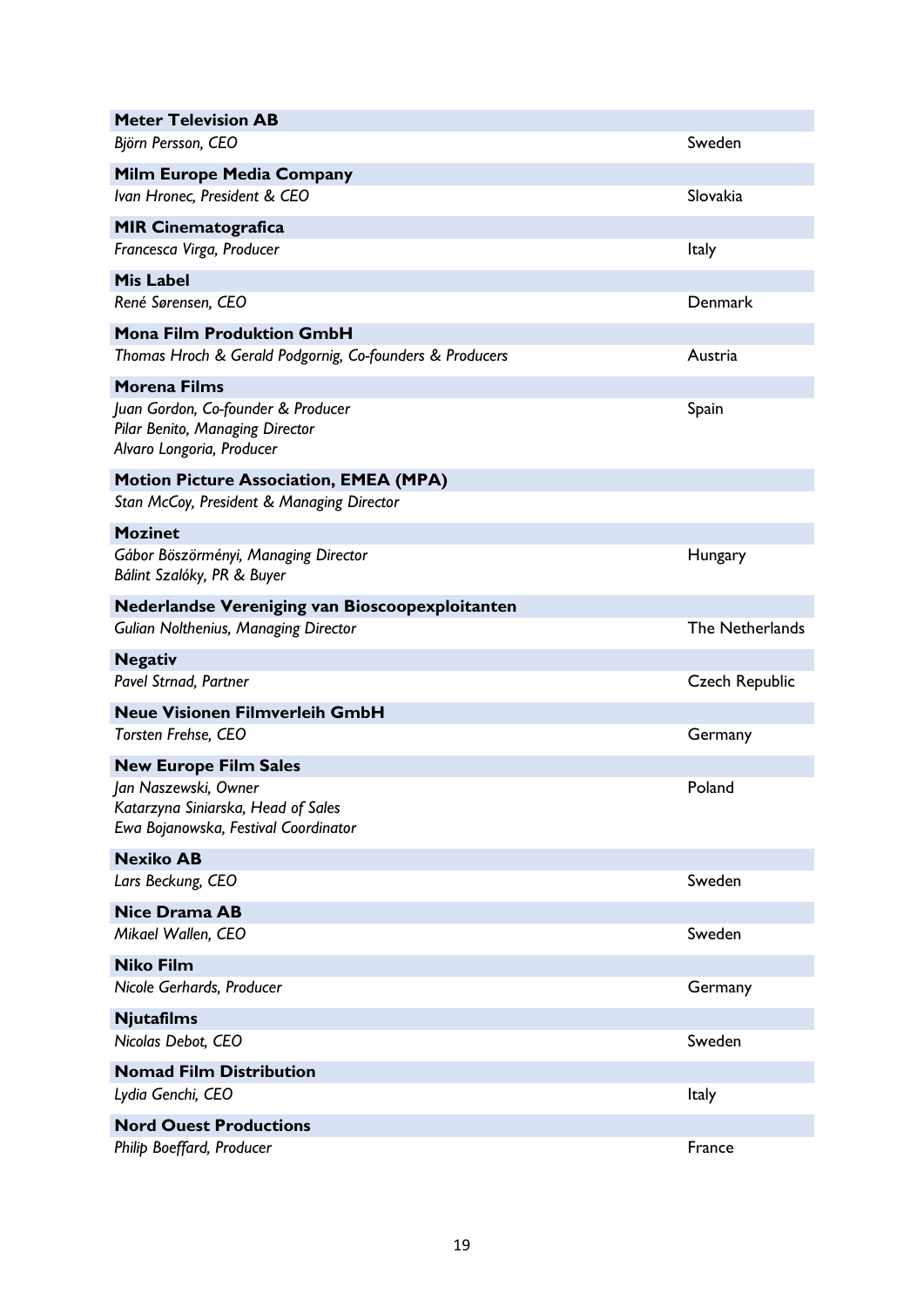| **Meter Television AB** | |
|---|---|
| *Björn Persson, CEO* | Sweden |
| **Milm Europe Media Company** | |
| *Ivan Hronec, President & CEO* | Slovakia |
| **MIR Cinematografica** | |
| *Francesca Virga, Producer* | Italy |
| **Mis Label** | |
| *René Sørensen, CEO* | Denmark |
| **Mona Film Produktion GmbH** | |
| *Thomas Hroch & Gerald Podgornig, Co-founders & Producers* | Austria |
| **Morena Films** | |
| *Juan Gordon, Co-founder & Producer*<br>*Pilar Benito, Managing Director*<br>*Alvaro Longoria, Producer* | Spain |
| **Motion Picture Association, EMEA (MPA)** | |
| *Stan McCoy, President & Managing Director* | |
| **Mozinet** | |
| *Gábor Böszörményi, Managing Director*<br>*Bálint Szalóky, PR & Buyer* | Hungary |
| **Nederlandse Vereniging van Bioscoopexploitanten** | |
| *Gulian Nolthenius, Managing Director* | The Netherlands |
| **Negativ** | |
| *Pavel Strnad, Partner* | Czech Republic |
| **Neue Visionen Filmverleih GmbH** | |
| *Torsten Frehse, CEO* | Germany |
| **New Europe Film Sales** | |
| *Jan Naszewski, Owner*<br>*Katarzyna Siniarska, Head of Sales*<br>*Ewa Bojanowska, Festival Coordinator* | Poland |
| **Nexiko AB** | |
| *Lars Beckung, CEO* | Sweden |
| **Nice Drama AB** | |
| *Mikael Wallen, CEO* | Sweden |
| **Niko Film** | |
| *Nicole Gerhards, Producer* | Germany |
| **Njutafilms** | |
| *Nicolas Debot, CEO* | Sweden |
| **Nomad Film Distribution** | |
| *Lydia Genchi, CEO* | Italy |
| **Nord Ouest Productions** | |
| *Philip Boeffard, Producer* | France |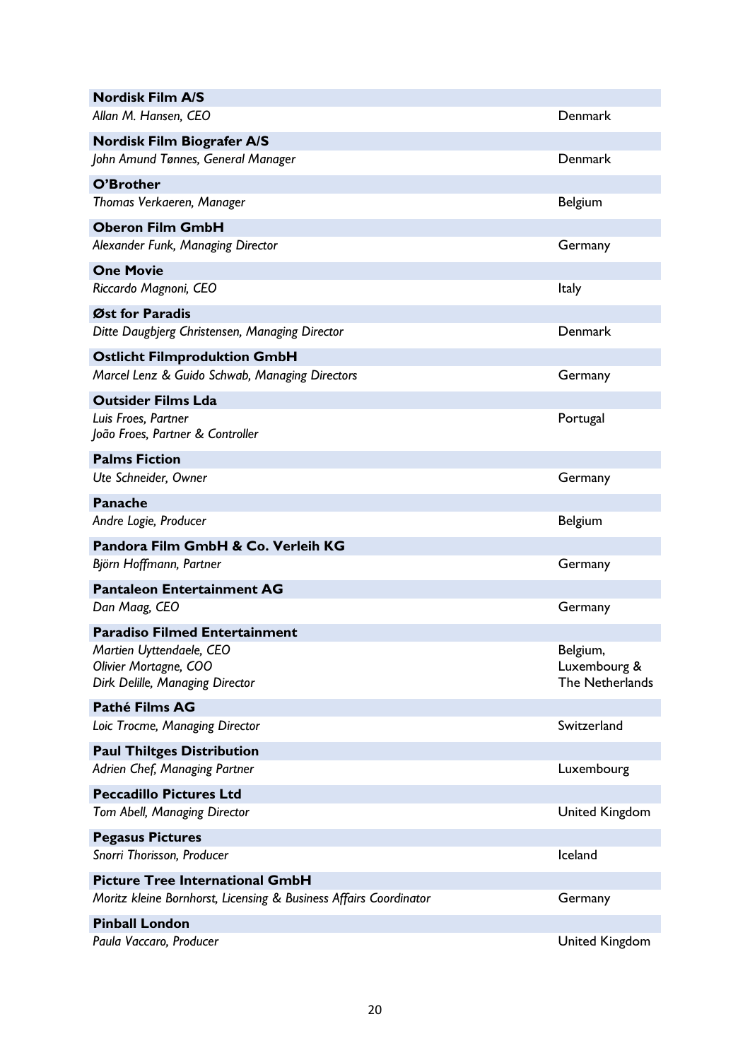| Company / Contact | Country |
| --- | --- |
| **Nordisk Film A/S** | |
| *Allan M. Hansen, CEO* | Denmark |
| **Nordisk Film Biografer A/S** | |
| *John Amund Tønnes, General Manager* | Denmark |
| **O'Brother** | |
| *Thomas Verkaeren, Manager* | Belgium |
| **Oberon Film GmbH** | |
| *Alexander Funk, Managing Director* | Germany |
| **One Movie** | |
| *Riccardo Magnoni, CEO* | Italy |
| **Øst for Paradis** | |
| *Ditte Daugbjerg Christensen, Managing Director* | Denmark |
| **Ostlicht Filmproduktion GmbH** | |
| *Marcel Lenz & Guido Schwab, Managing Directors* | Germany |
| **Outsider Films Lda** | |
| *Luis Froes, Partner*<br>*João Froes, Partner & Controller* | Portugal |
| **Palms Fiction** | |
| *Ute Schneider, Owner* | Germany |
| **Panache** | |
| *Andre Logie, Producer* | Belgium |
| **Pandora Film GmbH & Co. Verleih KG** | |
| *Björn Hoffmann, Partner* | Germany |
| **Pantaleon Entertainment AG** | |
| *Dan Maag, CEO* | Germany |
| **Paradiso Filmed Entertainment** | |
| *Martien Uyttendaele, CEO*<br>*Olivier Mortagne, COO*<br>*Dirk Delille, Managing Director* | Belgium, Luxembourg & The Netherlands |
| **Pathé Films AG** | |
| *Loic Trocme, Managing Director* | Switzerland |
| **Paul Thiltges Distribution** | |
| *Adrien Chef, Managing Partner* | Luxembourg |
| **Peccadillo Pictures Ltd** | |
| *Tom Abell, Managing Director* | United Kingdom |
| **Pegasus Pictures** | |
| *Snorri Thorisson, Producer* | Iceland |
| **Picture Tree International GmbH** | |
| *Moritz kleine Bornhorst, Licensing & Business Affairs Coordinator* | Germany |
| **Pinball London** | |
| *Paula Vaccaro, Producer* | United Kingdom |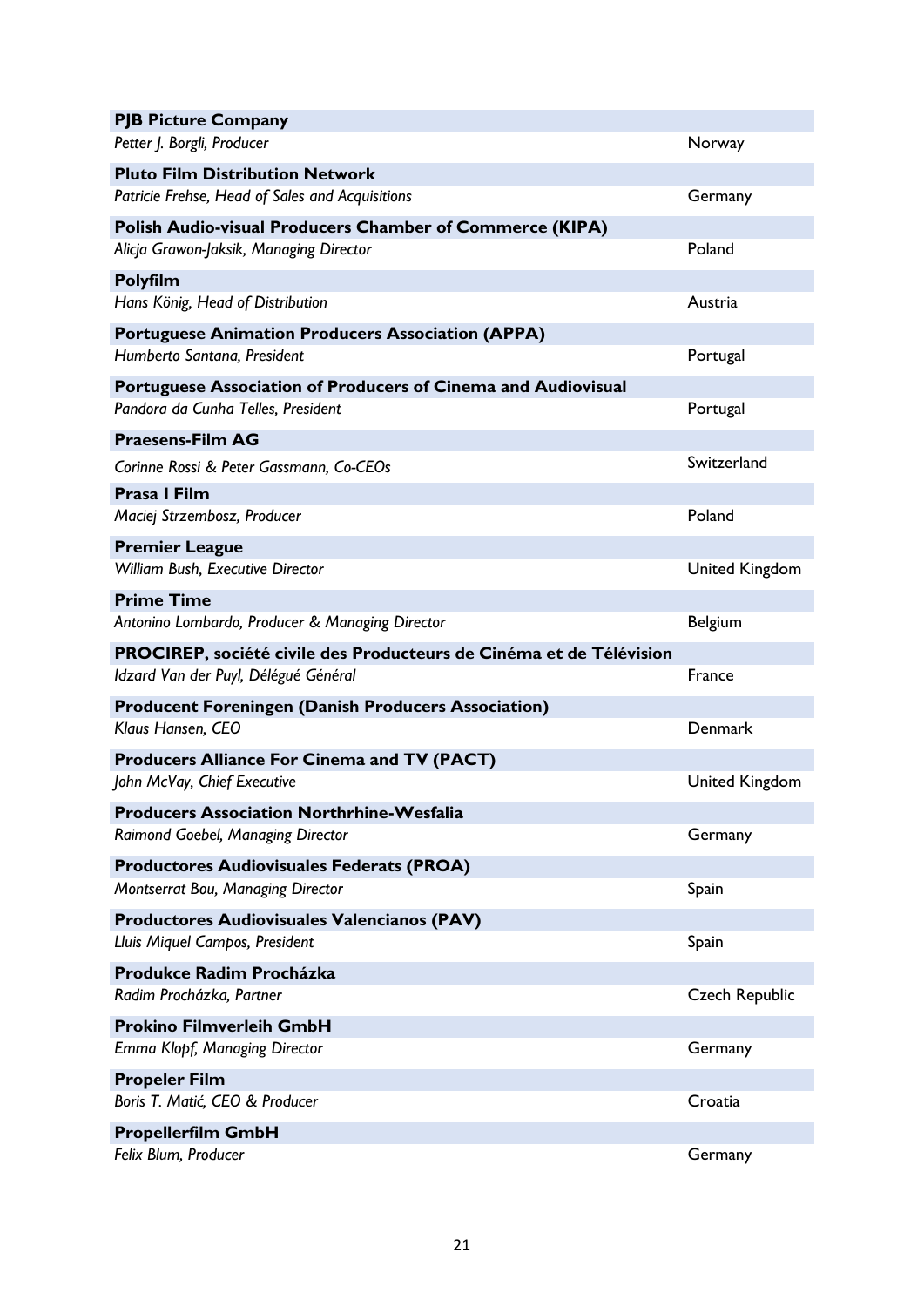**PJB Picture Company**
*Petter J. Borgli, Producer* — Norway

**Pluto Film Distribution Network**
*Patricie Frehse, Head of Sales and Acquisitions* — Germany

**Polish Audio-visual Producers Chamber of Commerce (KIPA)**
*Alicja Grawon-Jaksik, Managing Director* — Poland

**Polyfilm**
*Hans König, Head of Distribution* — Austria

**Portuguese Animation Producers Association (APPA)**
*Humberto Santana, President* — Portugal

**Portuguese Association of Producers of Cinema and Audiovisual**
*Pandora da Cunha Telles, President* — Portugal

**Praesens-Film AG**
*Corinne Rossi & Peter Gassmann, Co-CEOs* — Switzerland

**Prasa I Film**
*Maciej Strzembosz, Producer* — Poland

**Premier League**
*William Bush, Executive Director* — United Kingdom

**Prime Time**
*Antonino Lombardo, Producer & Managing Director* — Belgium

**PROCIREP, société civile des Producteurs de Cinéma et de Télévision**
*Idzard Van der Puyl, Délégué Général* — France

**Producent Foreningen (Danish Producers Association)**
*Klaus Hansen, CEO* — Denmark

**Producers Alliance For Cinema and TV (PACT)**
*John McVay, Chief Executive* — United Kingdom

**Producers Association Northrhine-Wesfalia**
*Raimond Goebel, Managing Director* — Germany

**Productores Audiovisuales Federats (PROA)**
*Montserrat Bou, Managing Director* — Spain

**Productores Audiovisuales Valencianos (PAV)**
*Lluis Miquel Campos, President* — Spain

**Produkce Radim Procházka**
*Radim Procházka, Partner* — Czech Republic

**Prokino Filmverleih GmbH**
*Emma Klopf, Managing Director* — Germany

**Propeler Film**
*Boris T. Matić, CEO & Producer* — Croatia

**Propellerfilm GmbH**
*Felix Blum, Producer* — Germany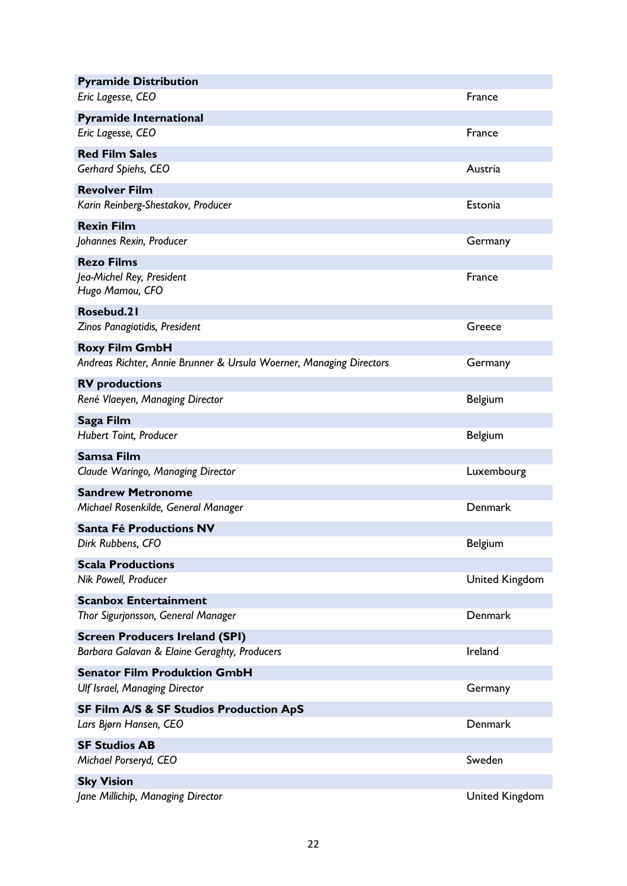| **Pyramide Distribution** | |
|---|---|
| *Eric Lagesse, CEO* | France |
| **Pyramide International** | |
| *Eric Lagesse, CEO* | France |
| **Red Film Sales** | |
| *Gerhard Spiehs, CEO* | Austria |
| **Revolver Film** | |
| *Karin Reinberg-Shestakov, Producer* | Estonia |
| **Rexin Film** | |
| *Johannes Rexin, Producer* | Germany |
| **Rezo Films** | |
| *Jea-Michel Rey, President*<br>*Hugo Mamou, CFO* | France |
| **Rosebud.21** | |
| *Zinos Panagiotidis, President* | Greece |
| **Roxy Film GmbH** | |
| *Andreas Richter, Annie Brunner & Ursula Woerner, Managing Directors* | Germany |
| **RV productions** | |
| *René Vlaeyen, Managing Director* | Belgium |
| **Saga Film** | |
| *Hubert Toint, Producer* | Belgium |
| **Samsa Film** | |
| *Claude Waringo, Managing Director* | Luxembourg |
| **Sandrew Metronome** | |
| *Michael Rosenkilde, General Manager* | Denmark |
| **Santa Fé Productions NV** | |
| *Dirk Rubbens, CFO* | Belgium |
| **Scala Productions** | |
| *Nik Powell, Producer* | United Kingdom |
| **Scanbox Entertainment** | |
| *Thor Sigurjonsson, General Manager* | Denmark |
| **Screen Producers Ireland (SPI)** | |
| *Barbara Galavan & Elaine Geraghty, Producers* | Ireland |
| **Senator Film Produktion GmbH** | |
| *Ulf Israel, Managing Director* | Germany |
| **SF Film A/S & SF Studios Production ApS** | |
| *Lars Bjørn Hansen, CEO* | Denmark |
| **SF Studios AB** | |
| *Michael Porseryd, CEO* | Sweden |
| **Sky Vision** | |
| *Jane Millichip, Managing Director* | United Kingdom |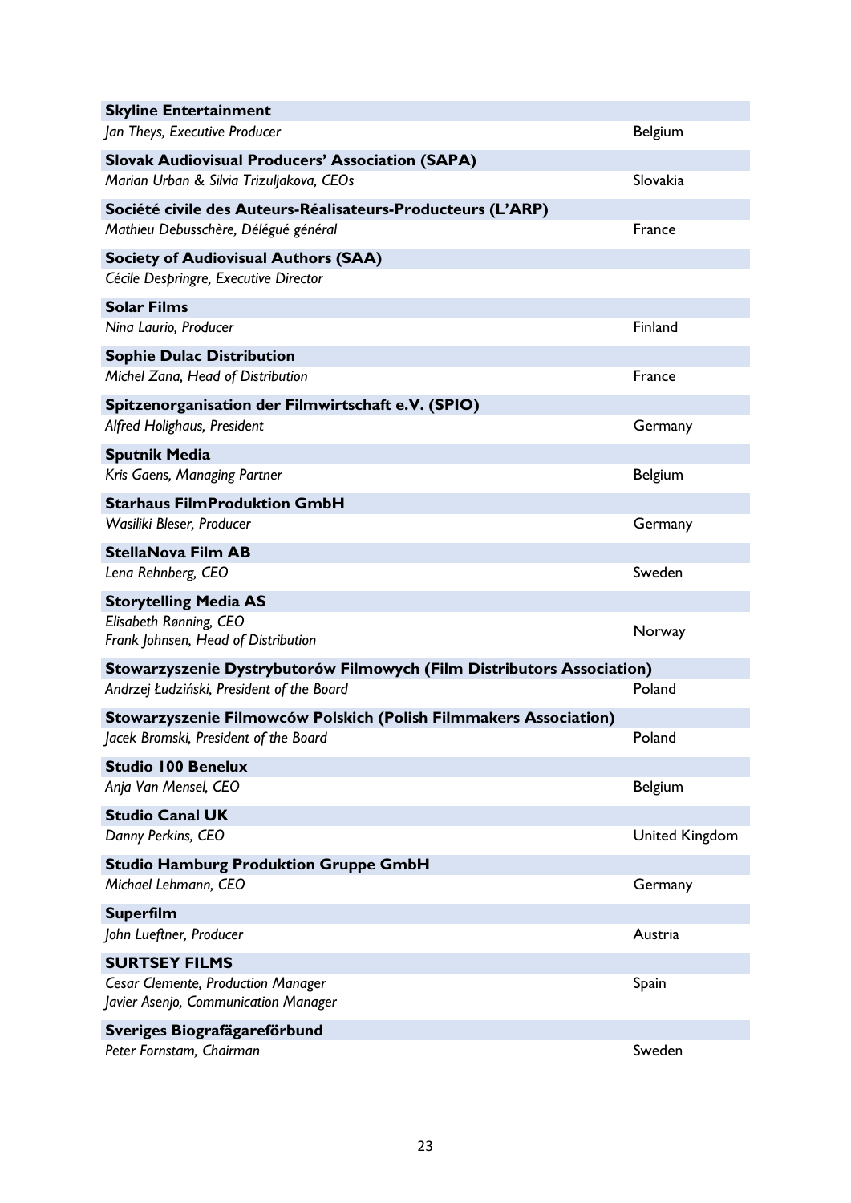| Organisation / Contact | Country |
|---|---|
| **Skyline Entertainment** | |
| *Jan Theys, Executive Producer* | Belgium |
| **Slovak Audiovisual Producers' Association (SAPA)** | |
| *Marian Urban & Silvia Trizuljakova, CEOs* | Slovakia |
| **Société civile des Auteurs-Réalisateurs-Producteurs (L'ARP)** | |
| *Mathieu Debusschère, Délégué général* | France |
| **Society of Audiovisual Authors (SAA)** | |
| *Cécile Despringre, Executive Director* | |
| **Solar Films** | |
| *Nina Laurio, Producer* | Finland |
| **Sophie Dulac Distribution** | |
| *Michel Zana, Head of Distribution* | France |
| **Spitzenorganisation der Filmwirtschaft e.V. (SPIO)** | |
| *Alfred Holighaus, President* | Germany |
| **Sputnik Media** | |
| *Kris Gaens, Managing Partner* | Belgium |
| **Starhaus FilmProduktion GmbH** | |
| *Wasiliki Bleser, Producer* | Germany |
| **StellaNova Film AB** | |
| *Lena Rehnberg, CEO* | Sweden |
| **Storytelling Media AS** | |
| *Elisabeth Rønning, CEO*<br>*Frank Johnsen, Head of Distribution* | Norway |
| **Stowarzyszenie Dystrybutorów Filmowych (Film Distributors Association)** | |
| *Andrzej Łudziński, President of the Board* | Poland |
| **Stowarzyszenie Filmowców Polskich (Polish Filmmakers Association)** | |
| *Jacek Bromski, President of the Board* | Poland |
| **Studio 100 Benelux** | |
| *Anja Van Mensel, CEO* | Belgium |
| **Studio Canal UK** | |
| *Danny Perkins, CEO* | United Kingdom |
| **Studio Hamburg Produktion Gruppe GmbH** | |
| *Michael Lehmann, CEO* | Germany |
| **Superfilm** | |
| *John Lueftner, Producer* | Austria |
| **SURTSEY FILMS** | |
| *Cesar Clemente, Production Manager*<br>*Javier Asenjo, Communication Manager* | Spain |
| **Sveriges Biografägareförbund** | |
| *Peter Fornstam, Chairman* | Sweden |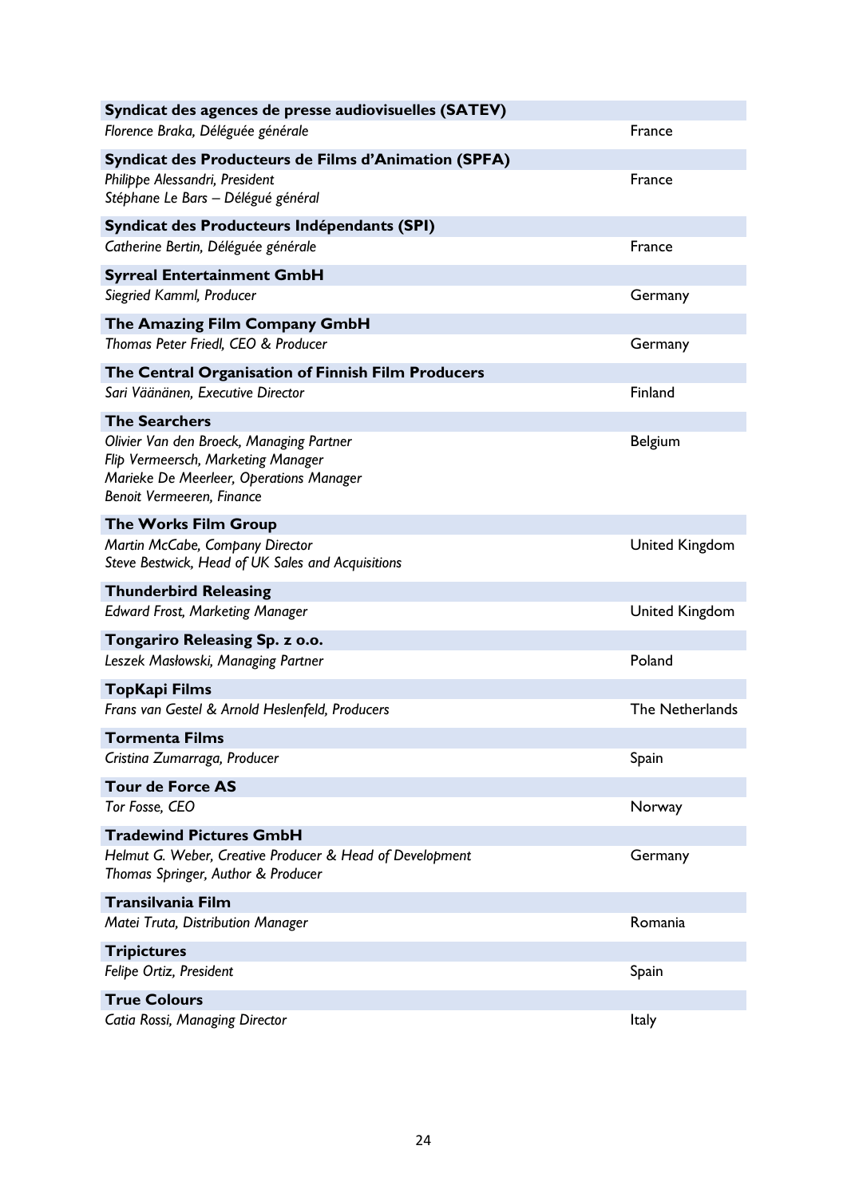**Syndicat des agences de presse audiovisuelles (SATEV)**
*Florence Braka, Déléguée générale* — France

**Syndicat des Producteurs de Films d'Animation (SPFA)**
*Philippe Alessandri, President*
*Stéphane Le Bars – Délégué général* — France

**Syndicat des Producteurs Indépendants (SPI)**
*Catherine Bertin, Déléguée générale* — France

**Syrreal Entertainment GmbH**
*Siegried Kamml, Producer* — Germany

**The Amazing Film Company GmbH**
*Thomas Peter Friedl, CEO & Producer* — Germany

**The Central Organisation of Finnish Film Producers**
*Sari Väänänen, Executive Director* — Finland

**The Searchers**
*Olivier Van den Broeck, Managing Partner*
*Flip Vermeersch, Marketing Manager*
*Marieke De Meerleer, Operations Manager*
*Benoit Vermeeren, Finance* — Belgium

**The Works Film Group**
*Martin McCabe, Company Director*
*Steve Bestwick, Head of UK Sales and Acquisitions* — United Kingdom

**Thunderbird Releasing**
*Edward Frost, Marketing Manager* — United Kingdom

**Tongariro Releasing Sp. z o.o.**
*Leszek Masłowski, Managing Partner* — Poland

**TopKapi Films**
*Frans van Gestel & Arnold Heslenfeld, Producers* — The Netherlands

**Tormenta Films**
*Cristina Zumarraga, Producer* — Spain

**Tour de Force AS**
*Tor Fosse, CEO* — Norway

**Tradewind Pictures GmbH**
*Helmut G. Weber, Creative Producer & Head of Development*
*Thomas Springer, Author & Producer* — Germany

**Transilvania Film**
*Matei Truta, Distribution Manager* — Romania

**Tripictures**
*Felipe Ortiz, President* — Spain

**True Colours**
*Catia Rossi, Managing Director* — Italy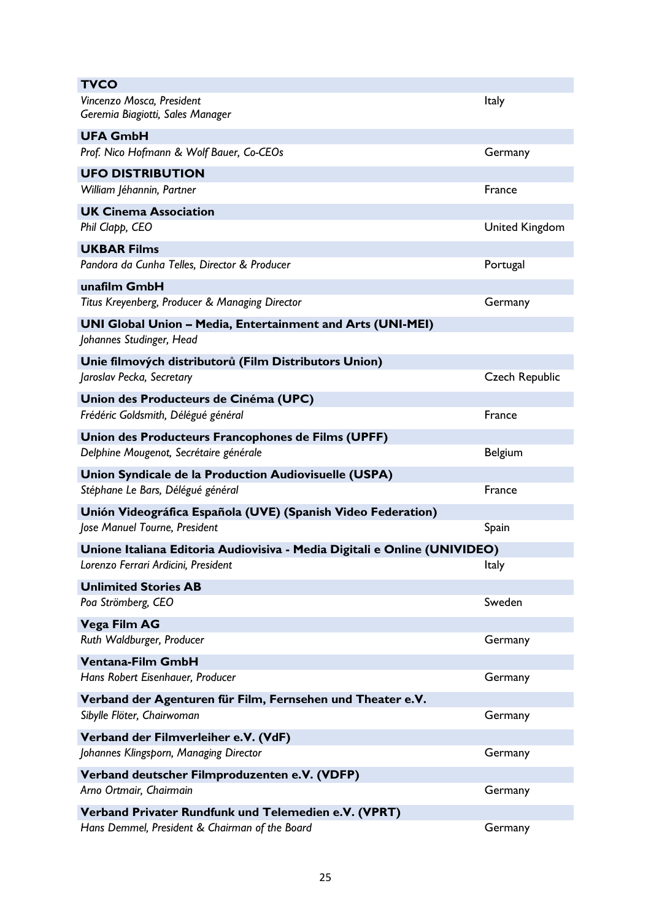**TVCO**
*Vincenzo Mosca, President* — Italy
*Geremia Biagiotti, Sales Manager*

**UFA GmbH**
*Prof. Nico Hofmann & Wolf Bauer, Co-CEOs* — Germany

**UFO DISTRIBUTION**
*William Jéhannin, Partner* — France

**UK Cinema Association**
*Phil Clapp, CEO* — United Kingdom

**UKBAR Films**
*Pandora da Cunha Telles, Director & Producer* — Portugal

**unafilm GmbH**
*Titus Kreyenberg, Producer & Managing Director* — Germany

**UNI Global Union – Media, Entertainment and Arts (UNI-MEI)**
*Johannes Studinger, Head*

**Unie filmových distributorů (Film Distributors Union)**
*Jaroslav Pecka, Secretary* — Czech Republic

**Union des Producteurs de Cinéma (UPC)**
*Frédéric Goldsmith, Délégué général* — France

**Union des Producteurs Francophones de Films (UPFF)**
*Delphine Mougenot, Secrétaire générale* — Belgium

**Union Syndicale de la Production Audiovisuelle (USPA)**
*Stéphane Le Bars, Délégué général* — France

**Unión Videográfica Española (UVE) (Spanish Video Federation)**
*Jose Manuel Tourne, President* — Spain

**Unione Italiana Editoria Audiovisiva - Media Digitali e Online (UNIVIDEO)**
*Lorenzo Ferrari Ardicini, President* — Italy

**Unlimited Stories AB**
*Poa Strömberg, CEO* — Sweden

**Vega Film AG**
*Ruth Waldburger, Producer* — Germany

**Ventana-Film GmbH**
*Hans Robert Eisenhauer, Producer* — Germany

**Verband der Agenturen für Film, Fernsehen und Theater e.V.**
*Sibylle Flöter, Chairwoman* — Germany

**Verband der Filmverleiher e.V. (VdF)**
*Johannes Klingsporn, Managing Director* — Germany

**Verband deutscher Filmproduzenten e.V. (VDFP)**
*Arno Ortmair, Chairmain* — Germany

**Verband Privater Rundfunk und Telemedien e.V. (VPRT)**
*Hans Demmel, President & Chairman of the Board* — Germany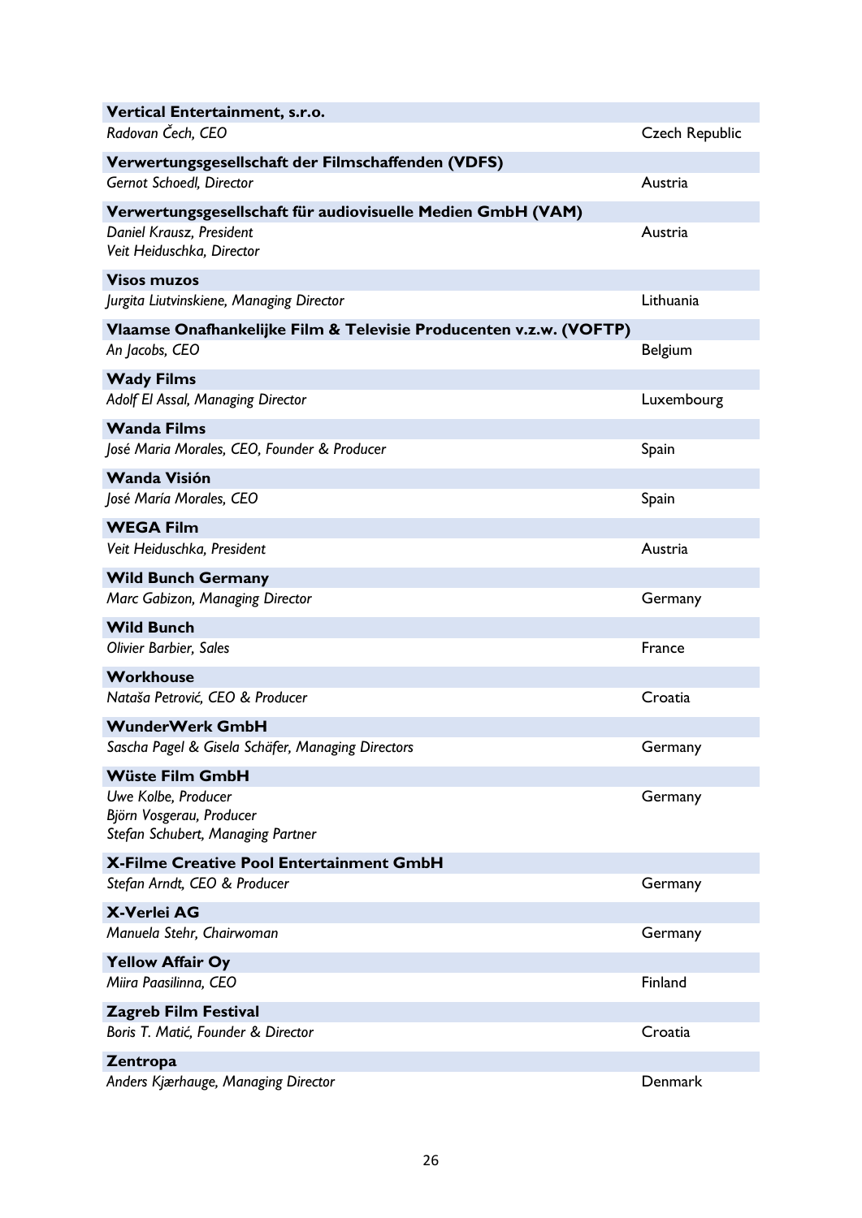| Organisation / Contact | Country |
|---|---|
| **Vertical Entertainment, s.r.o.**<br>*Radovan Čech, CEO* | Czech Republic |
| **Verwertungsgesellschaft der Filmschaffenden (VDFS)**<br>*Gernot Schoedl, Director* | Austria |
| **Verwertungsgesellschaft für audiovisuelle Medien GmbH (VAM)**<br>*Daniel Krausz, President*<br>*Veit Heiduschka, Director* | Austria |
| **Visos muzos**<br>*Jurgita Liutvinskiene, Managing Director* | Lithuania |
| **Vlaamse Onafhankelijke Film & Televisie Producenten v.z.w. (VOFTP)**<br>*An Jacobs, CEO* | Belgium |
| **Wady Films**<br>*Adolf El Assal, Managing Director* | Luxembourg |
| **Wanda Films**<br>*José Maria Morales, CEO, Founder & Producer* | Spain |
| **Wanda Visión**<br>*José María Morales, CEO* | Spain |
| **WEGA Film**<br>*Veit Heiduschka, President* | Austria |
| **Wild Bunch Germany**<br>*Marc Gabizon, Managing Director* | Germany |
| **Wild Bunch**<br>*Olivier Barbier, Sales* | France |
| **Workhouse**<br>*Nataša Petrović, CEO & Producer* | Croatia |
| **WunderWerk GmbH**<br>*Sascha Pagel & Gisela Schäfer, Managing Directors* | Germany |
| **Wüste Film GmbH**<br>*Uwe Kolbe, Producer*<br>*Björn Vosgerau, Producer*<br>*Stefan Schubert, Managing Partner* | Germany |
| **X-Filme Creative Pool Entertainment GmbH**<br>*Stefan Arndt, CEO & Producer* | Germany |
| **X-Verlei AG**<br>*Manuela Stehr, Chairwoman* | Germany |
| **Yellow Affair Oy**<br>*Miira Paasilinna, CEO* | Finland |
| **Zagreb Film Festival**<br>*Boris T. Matić, Founder & Director* | Croatia |
| **Zentropa**<br>*Anders Kjærhauge, Managing Director* | Denmark |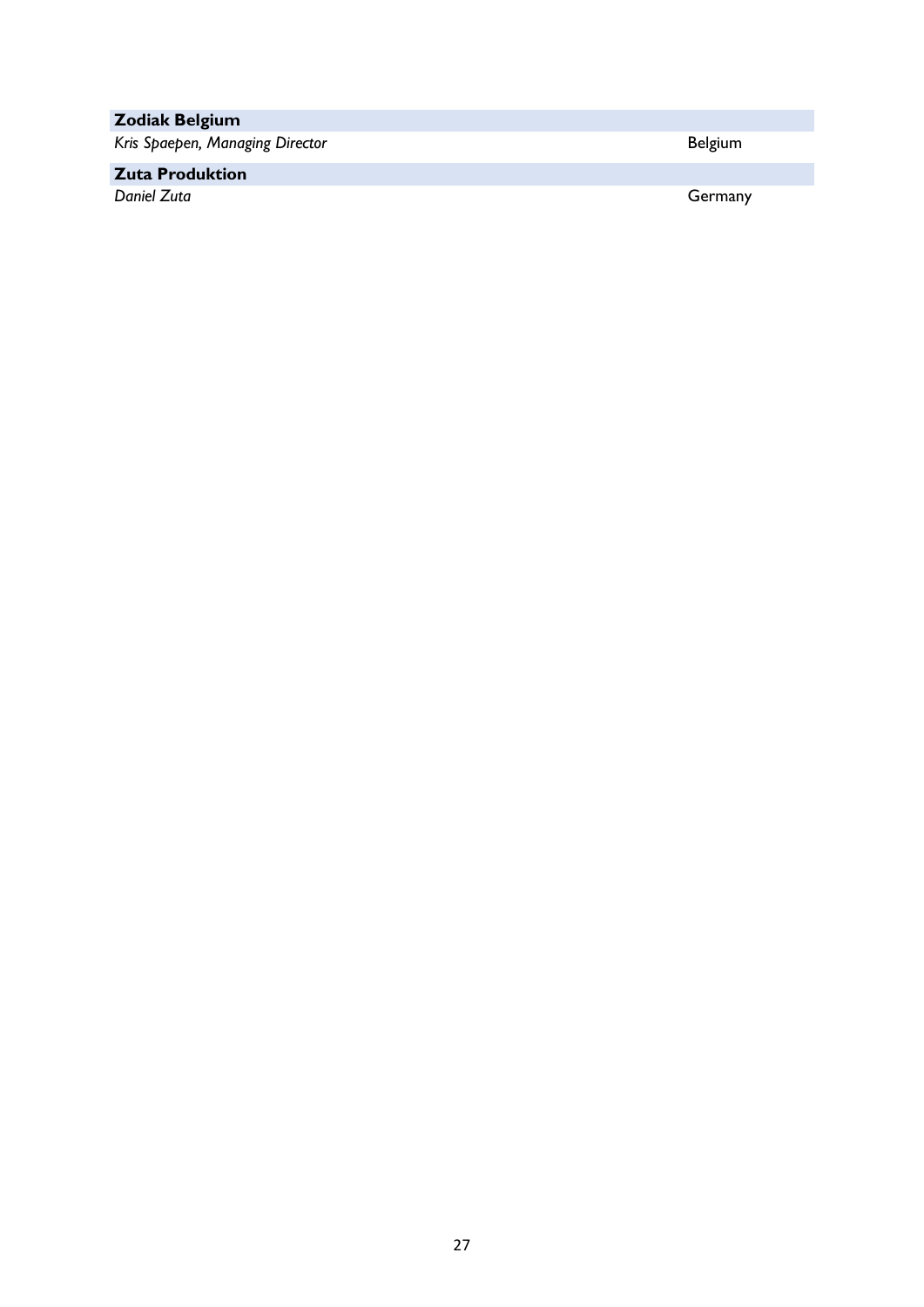**Zodiak Belgium**

*Kris Spaepen, Managing Director* Belgium

**Zuta Produktion**

*Daniel Zuta* Germany